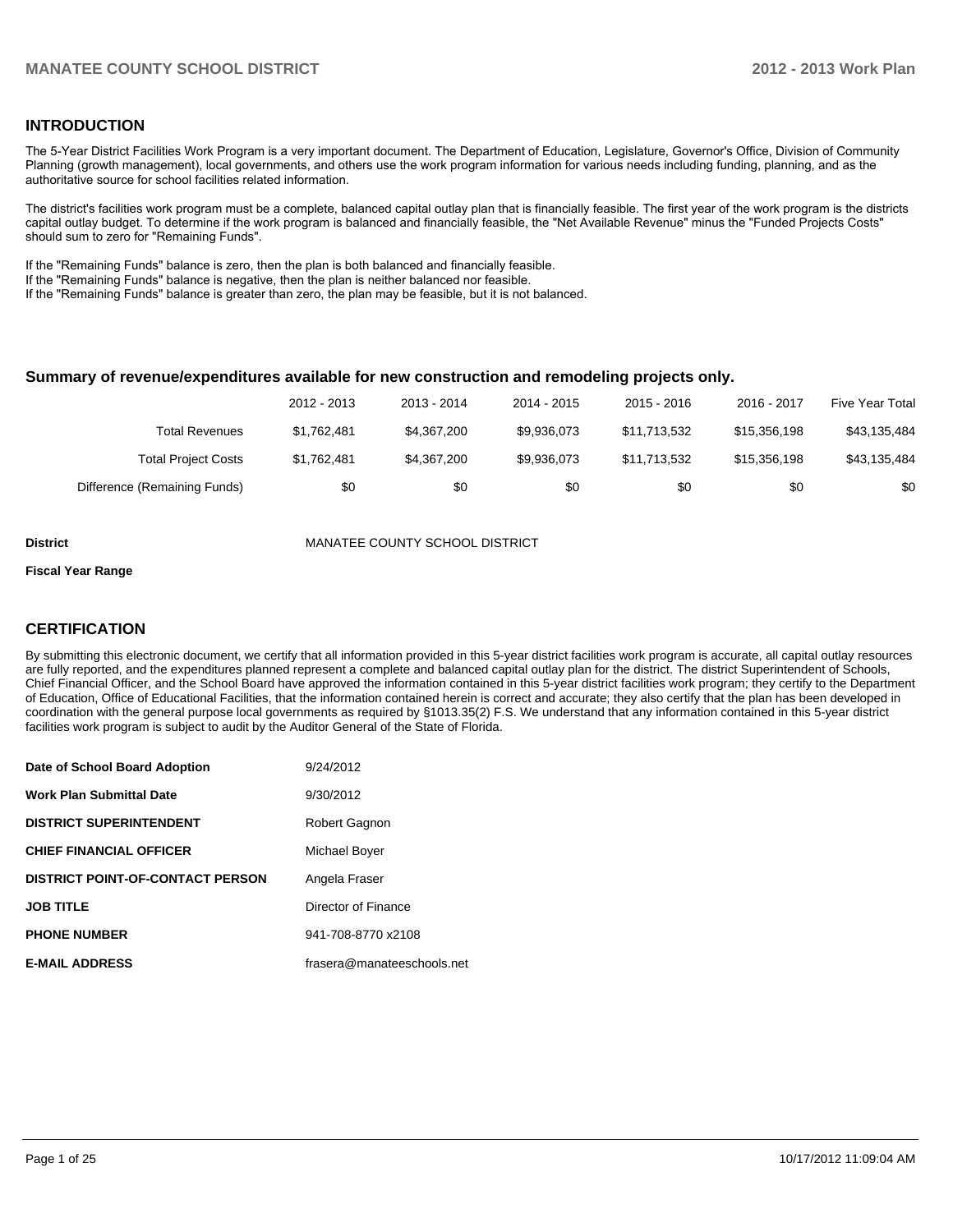## INTRODUCTION

The 5-Year District Facilities Work Program is a very important document. The Department of Education, Legislature, Governor's Office, Division of Community Planning (growth management), local governments, and others use the work program information for various needs including funding, planning, and as the authoritative source for school facilities related information.

The district's facilities work program must be a complete, balanced capital outlay plan that is financially feasible. The first year of the work program is the districts capital outlay budget. To determine if the work program is balanced and financially feasible, the "Net Available Revenue" minus the "Funded Projects Costs" should sum to zero for "Remaining Funds".

If the "Remaining Funds" balance is zero, then the plan is both balanced and financially feasible.
If the "Remaining Funds" balance is negative, then the plan is neither balanced nor feasible.
If the "Remaining Funds" balance is greater than zero, the plan may be feasible, but it is not balanced.

### Summary of revenue/expenditures available for new construction and remodeling projects only.

| | 2012 - 2013 | 2013 - 2014 | 2014 - 2015 | 2015 - 2016 | 2016 - 2017 | Five Year Total |
|---|---|---|---|---|---|---|
| Total Revenues | $1,762,481 | $4,367,200 | $9,936,073 | $11,713,532 | $15,356,198 | $43,135,484 |
| Total Project Costs | $1,762,481 | $4,367,200 | $9,936,073 | $11,713,532 | $15,356,198 | $43,135,484 |
| Difference (Remaining Funds) | $0 | $0 | $0 | $0 | $0 | $0 |

**District** MANATEE COUNTY SCHOOL DISTRICT

**Fiscal Year Range**

## CERTIFICATION

By submitting this electronic document, we certify that all information provided in this 5-year district facilities work program is accurate, all capital outlay resources are fully reported, and the expenditures planned represent a complete and balanced capital outlay plan for the district. The district Superintendent of Schools, Chief Financial Officer, and the School Board have approved the information contained in this 5-year district facilities work program; they certify to the Department of Education, Office of Educational Facilities, that the information contained herein is correct and accurate; they also certify that the plan has been developed in coordination with the general purpose local governments as required by §1013.35(2) F.S. We understand that any information contained in this 5-year district facilities work program is subject to audit by the Auditor General of the State of Florida.

| | |
|---|---|
| **Date of School Board Adoption** | 9/24/2012 |
| **Work Plan Submittal Date** | 9/30/2012 |
| **DISTRICT SUPERINTENDENT** | Robert Gagnon |
| **CHIEF FINANCIAL OFFICER** | Michael Boyer |
| **DISTRICT POINT-OF-CONTACT PERSON** | Angela Fraser |
| **JOB TITLE** | Director of Finance |
| **PHONE NUMBER** | 941-708-8770 x2108 |
| **E-MAIL ADDRESS** | frasera@manateeschools.net |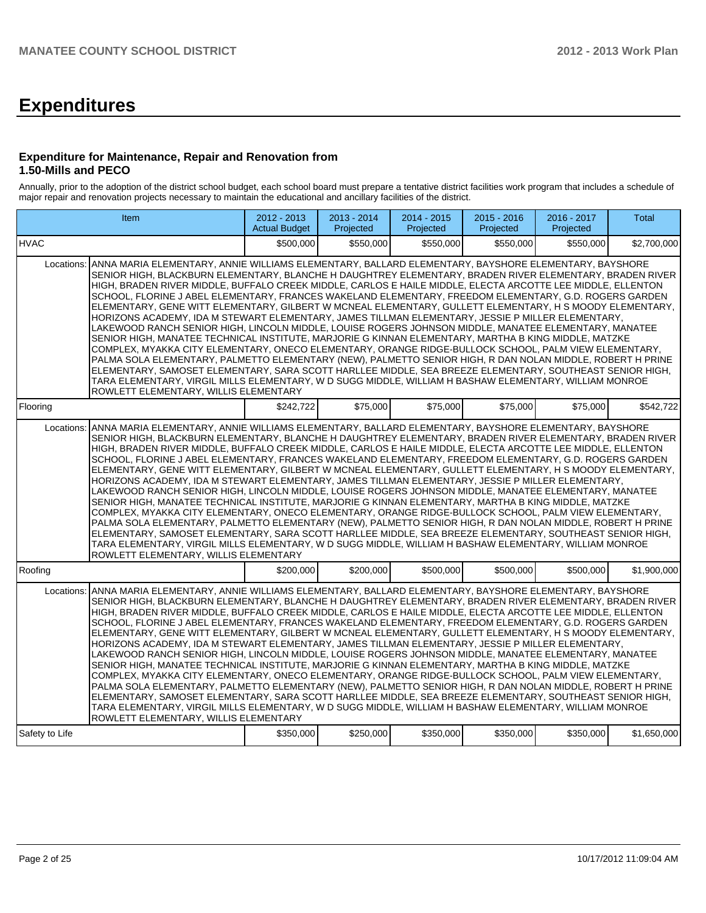# Expenditures

### Expenditure for Maintenance, Repair and Renovation from 1.50-Mills and PECO

Annually, prior to the adoption of the district school budget, each school board must prepare a tentative district facilities work program that includes a schedule of major repair and renovation projects necessary to maintain the educational and ancillary facilities of the district.

| Item | | 2012 - 2013 Actual Budget | 2013 - 2014 Projected | 2014 - 2015 Projected | 2015 - 2016 Projected | 2016 - 2017 Projected | Total |
|---|---|---|---|---|---|---|---|
| HVAC | | $500,000 | $550,000 | $550,000 | $550,000 | $550,000 | $2,700,000 |
| Locations: | ANNA MARIA ELEMENTARY, ANNIE WILLIAMS ELEMENTARY, BALLARD ELEMENTARY, BAYSHORE ELEMENTARY, BAYSHORE SENIOR HIGH, BLACKBURN ELEMENTARY, BLANCHE H DAUGHTREY ELEMENTARY, BRADEN RIVER ELEMENTARY, BRADEN RIVER HIGH, BRADEN RIVER MIDDLE, BUFFALO CREEK MIDDLE, CARLOS E HAILE MIDDLE, ELECTA ARCOTTE LEE MIDDLE, ELLENTON SCHOOL, FLORINE J ABEL ELEMENTARY, FRANCES WAKELAND ELEMENTARY, FREEDOM ELEMENTARY, G.D. ROGERS GARDEN ELEMENTARY, GENE WITT ELEMENTARY, GILBERT W MCNEAL ELEMENTARY, GULLETT ELEMENTARY, H S MOODY ELEMENTARY, HORIZONS ACADEMY, IDA M STEWART ELEMENTARY, JAMES TILLMAN ELEMENTARY, JESSIE P MILLER ELEMENTARY, LAKEWOOD RANCH SENIOR HIGH, LINCOLN MIDDLE, LOUISE ROGERS JOHNSON MIDDLE, MANATEE ELEMENTARY, MANATEE SENIOR HIGH, MANATEE TECHNICAL INSTITUTE, MARJORIE G KINNAN ELEMENTARY, MARTHA B KING MIDDLE, MATZKE COMPLEX, MYAKKA CITY ELEMENTARY, ONECO ELEMENTARY, ORANGE RIDGE-BULLOCK SCHOOL, PALM VIEW ELEMENTARY, PALMA SOLA ELEMENTARY, PALMETTO ELEMENTARY (NEW), PALMETTO SENIOR HIGH, R DAN NOLAN MIDDLE, ROBERT H PRINE ELEMENTARY, SAMOSET ELEMENTARY, SARA SCOTT HARLLEE MIDDLE, SEA BREEZE ELEMENTARY, SOUTHEAST SENIOR HIGH, TARA ELEMENTARY, VIRGIL MILLS ELEMENTARY, W D SUGG MIDDLE, WILLIAM H BASHAW ELEMENTARY, WILLIAM MONROE ROWLETT ELEMENTARY, WILLIS ELEMENTARY | | | | | | |
| Flooring | | $242,722 | $75,000 | $75,000 | $75,000 | $75,000 | $542,722 |
| Locations: | ANNA MARIA ELEMENTARY, ANNIE WILLIAMS ELEMENTARY, BALLARD ELEMENTARY, BAYSHORE ELEMENTARY, BAYSHORE SENIOR HIGH, BLACKBURN ELEMENTARY, BLANCHE H DAUGHTREY ELEMENTARY, BRADEN RIVER ELEMENTARY, BRADEN RIVER HIGH, BRADEN RIVER MIDDLE, BUFFALO CREEK MIDDLE, CARLOS E HAILE MIDDLE, ELECTA ARCOTTE LEE MIDDLE, ELLENTON SCHOOL, FLORINE J ABEL ELEMENTARY, FRANCES WAKELAND ELEMENTARY, FREEDOM ELEMENTARY, G.D. ROGERS GARDEN ELEMENTARY, GENE WITT ELEMENTARY, GILBERT W MCNEAL ELEMENTARY, GULLETT ELEMENTARY, H S MOODY ELEMENTARY, HORIZONS ACADEMY, IDA M STEWART ELEMENTARY, JAMES TILLMAN ELEMENTARY, JESSIE P MILLER ELEMENTARY, LAKEWOOD RANCH SENIOR HIGH, LINCOLN MIDDLE, LOUISE ROGERS JOHNSON MIDDLE, MANATEE ELEMENTARY, MANATEE SENIOR HIGH, MANATEE TECHNICAL INSTITUTE, MARJORIE G KINNAN ELEMENTARY, MARTHA B KING MIDDLE, MATZKE COMPLEX, MYAKKA CITY ELEMENTARY, ONECO ELEMENTARY, ORANGE RIDGE-BULLOCK SCHOOL, PALM VIEW ELEMENTARY, PALMA SOLA ELEMENTARY, PALMETTO ELEMENTARY (NEW), PALMETTO SENIOR HIGH, R DAN NOLAN MIDDLE, ROBERT H PRINE ELEMENTARY, SAMOSET ELEMENTARY, SARA SCOTT HARLLEE MIDDLE, SEA BREEZE ELEMENTARY, SOUTHEAST SENIOR HIGH, TARA ELEMENTARY, VIRGIL MILLS ELEMENTARY, W D SUGG MIDDLE, WILLIAM H BASHAW ELEMENTARY, WILLIAM MONROE ROWLETT ELEMENTARY, WILLIS ELEMENTARY | | | | | | |
| Roofing | | $200,000 | $200,000 | $500,000 | $500,000 | $500,000 | $1,900,000 |
| Locations: | ANNA MARIA ELEMENTARY, ANNIE WILLIAMS ELEMENTARY, BALLARD ELEMENTARY, BAYSHORE ELEMENTARY, BAYSHORE SENIOR HIGH, BLACKBURN ELEMENTARY, BLANCHE H DAUGHTREY ELEMENTARY, BRADEN RIVER ELEMENTARY, BRADEN RIVER HIGH, BRADEN RIVER MIDDLE, BUFFALO CREEK MIDDLE, CARLOS E HAILE MIDDLE, ELECTA ARCOTTE LEE MIDDLE, ELLENTON SCHOOL, FLORINE J ABEL ELEMENTARY, FRANCES WAKELAND ELEMENTARY, FREEDOM ELEMENTARY, G.D. ROGERS GARDEN ELEMENTARY, GENE WITT ELEMENTARY, GILBERT W MCNEAL ELEMENTARY, GULLETT ELEMENTARY, H S MOODY ELEMENTARY, HORIZONS ACADEMY, IDA M STEWART ELEMENTARY, JAMES TILLMAN ELEMENTARY, JESSIE P MILLER ELEMENTARY, LAKEWOOD RANCH SENIOR HIGH, LINCOLN MIDDLE, LOUISE ROGERS JOHNSON MIDDLE, MANATEE ELEMENTARY, MANATEE SENIOR HIGH, MANATEE TECHNICAL INSTITUTE, MARJORIE G KINNAN ELEMENTARY, MARTHA B KING MIDDLE, MATZKE COMPLEX, MYAKKA CITY ELEMENTARY, ONECO ELEMENTARY, ORANGE RIDGE-BULLOCK SCHOOL, PALM VIEW ELEMENTARY, PALMA SOLA ELEMENTARY, PALMETTO ELEMENTARY (NEW), PALMETTO SENIOR HIGH, R DAN NOLAN MIDDLE, ROBERT H PRINE ELEMENTARY, SAMOSET ELEMENTARY, SARA SCOTT HARLLEE MIDDLE, SEA BREEZE ELEMENTARY, SOUTHEAST SENIOR HIGH, TARA ELEMENTARY, VIRGIL MILLS ELEMENTARY, W D SUGG MIDDLE, WILLIAM H BASHAW ELEMENTARY, WILLIAM MONROE ROWLETT ELEMENTARY, WILLIS ELEMENTARY | | | | | | |
| Safety to Life | | $350,000 | $250,000 | $350,000 | $350,000 | $350,000 | $1,650,000 |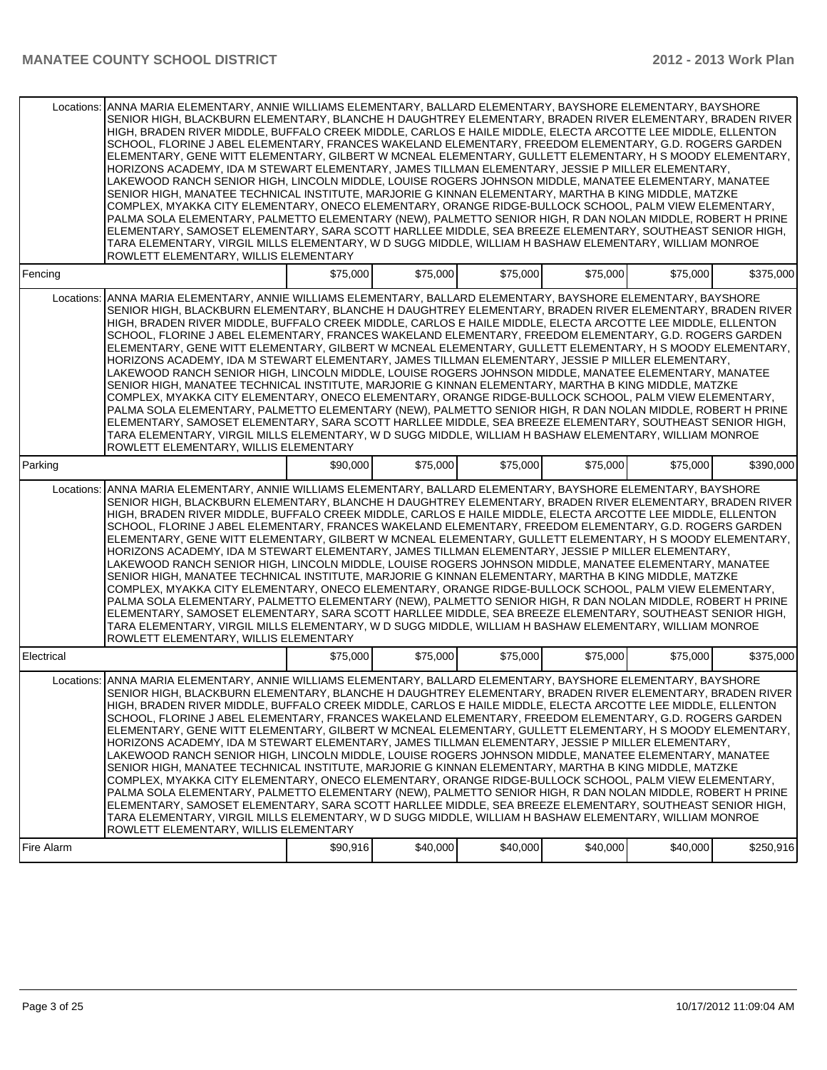| | | | | | | |
|---|---|---|---|---|---|---|
| Locations: | ANNA MARIA ELEMENTARY, ANNIE WILLIAMS ELEMENTARY, BALLARD ELEMENTARY, BAYSHORE ELEMENTARY, BAYSHORE SENIOR HIGH, BLACKBURN ELEMENTARY, BLANCHE H DAUGHTREY ELEMENTARY, BRADEN RIVER ELEMENTARY, BRADEN RIVER HIGH, BRADEN RIVER MIDDLE, BUFFALO CREEK MIDDLE, CARLOS E HAILE MIDDLE, ELECTA ARCOTTE LEE MIDDLE, ELLENTON SCHOOL, FLORINE J ABEL ELEMENTARY, FRANCES WAKELAND ELEMENTARY, FREEDOM ELEMENTARY, G.D. ROGERS GARDEN ELEMENTARY, GENE WITT ELEMENTARY, GILBERT W MCNEAL ELEMENTARY, GULLETT ELEMENTARY, H S MOODY ELEMENTARY, HORIZONS ACADEMY, IDA M STEWART ELEMENTARY, JAMES TILLMAN ELEMENTARY, JESSIE P MILLER ELEMENTARY, LAKEWOOD RANCH SENIOR HIGH, LINCOLN MIDDLE, LOUISE ROGERS JOHNSON MIDDLE, MANATEE ELEMENTARY, MANATEE SENIOR HIGH, MANATEE TECHNICAL INSTITUTE, MARJORIE G KINNAN ELEMENTARY, MARTHA B KING MIDDLE, MATZKE COMPLEX, MYAKKA CITY ELEMENTARY, ONECO ELEMENTARY, ORANGE RIDGE-BULLOCK SCHOOL, PALM VIEW ELEMENTARY, PALMA SOLA ELEMENTARY, PALMETTO ELEMENTARY (NEW), PALMETTO SENIOR HIGH, R DAN NOLAN MIDDLE, ROBERT H PRINE ELEMENTARY, SAMOSET ELEMENTARY, SARA SCOTT HARLLEE MIDDLE, SEA BREEZE ELEMENTARY, SOUTHEAST SENIOR HIGH, TARA ELEMENTARY, VIRGIL MILLS ELEMENTARY, W D SUGG MIDDLE, WILLIAM H BASHAW ELEMENTARY, WILLIAM MONROE ROWLETT ELEMENTARY, WILLIS ELEMENTARY | | | | | |
| Fencing | | $75,000 | $75,000 | $75,000 | $75,000 | $75,000 | $375,000 |
| Locations: | ANNA MARIA ELEMENTARY, ANNIE WILLIAMS ELEMENTARY, BALLARD ELEMENTARY, BAYSHORE ELEMENTARY, BAYSHORE SENIOR HIGH, BLACKBURN ELEMENTARY, BLANCHE H DAUGHTREY ELEMENTARY, BRADEN RIVER ELEMENTARY, BRADEN RIVER HIGH, BRADEN RIVER MIDDLE, BUFFALO CREEK MIDDLE, CARLOS E HAILE MIDDLE, ELECTA ARCOTTE LEE MIDDLE, ELLENTON SCHOOL, FLORINE J ABEL ELEMENTARY, FRANCES WAKELAND ELEMENTARY, FREEDOM ELEMENTARY, G.D. ROGERS GARDEN ELEMENTARY, GENE WITT ELEMENTARY, GILBERT W MCNEAL ELEMENTARY, GULLETT ELEMENTARY, H S MOODY ELEMENTARY, HORIZONS ACADEMY, IDA M STEWART ELEMENTARY, JAMES TILLMAN ELEMENTARY, JESSIE P MILLER ELEMENTARY, LAKEWOOD RANCH SENIOR HIGH, LINCOLN MIDDLE, LOUISE ROGERS JOHNSON MIDDLE, MANATEE ELEMENTARY, MANATEE SENIOR HIGH, MANATEE TECHNICAL INSTITUTE, MARJORIE G KINNAN ELEMENTARY, MARTHA B KING MIDDLE, MATZKE COMPLEX, MYAKKA CITY ELEMENTARY, ONECO ELEMENTARY, ORANGE RIDGE-BULLOCK SCHOOL, PALM VIEW ELEMENTARY, PALMA SOLA ELEMENTARY, PALMETTO ELEMENTARY (NEW), PALMETTO SENIOR HIGH, R DAN NOLAN MIDDLE, ROBERT H PRINE ELEMENTARY, SAMOSET ELEMENTARY, SARA SCOTT HARLLEE MIDDLE, SEA BREEZE ELEMENTARY, SOUTHEAST SENIOR HIGH, TARA ELEMENTARY, VIRGIL MILLS ELEMENTARY, W D SUGG MIDDLE, WILLIAM H BASHAW ELEMENTARY, WILLIAM MONROE ROWLETT ELEMENTARY, WILLIS ELEMENTARY | | | | | |
| Parking | | $90,000 | $75,000 | $75,000 | $75,000 | $75,000 | $390,000 |
| Locations: | ANNA MARIA ELEMENTARY, ANNIE WILLIAMS ELEMENTARY, BALLARD ELEMENTARY, BAYSHORE ELEMENTARY, BAYSHORE SENIOR HIGH, BLACKBURN ELEMENTARY, BLANCHE H DAUGHTREY ELEMENTARY, BRADEN RIVER ELEMENTARY, BRADEN RIVER HIGH, BRADEN RIVER MIDDLE, BUFFALO CREEK MIDDLE, CARLOS E HAILE MIDDLE, ELECTA ARCOTTE LEE MIDDLE, ELLENTON SCHOOL, FLORINE J ABEL ELEMENTARY, FRANCES WAKELAND ELEMENTARY, FREEDOM ELEMENTARY, G.D. ROGERS GARDEN ELEMENTARY, GENE WITT ELEMENTARY, GILBERT W MCNEAL ELEMENTARY, GULLETT ELEMENTARY, H S MOODY ELEMENTARY, HORIZONS ACADEMY, IDA M STEWART ELEMENTARY, JAMES TILLMAN ELEMENTARY, JESSIE P MILLER ELEMENTARY, LAKEWOOD RANCH SENIOR HIGH, LINCOLN MIDDLE, LOUISE ROGERS JOHNSON MIDDLE, MANATEE ELEMENTARY, MANATEE SENIOR HIGH, MANATEE TECHNICAL INSTITUTE, MARJORIE G KINNAN ELEMENTARY, MARTHA B KING MIDDLE, MATZKE COMPLEX, MYAKKA CITY ELEMENTARY, ONECO ELEMENTARY, ORANGE RIDGE-BULLOCK SCHOOL, PALM VIEW ELEMENTARY, PALMA SOLA ELEMENTARY, PALMETTO ELEMENTARY (NEW), PALMETTO SENIOR HIGH, R DAN NOLAN MIDDLE, ROBERT H PRINE ELEMENTARY, SAMOSET ELEMENTARY, SARA SCOTT HARLLEE MIDDLE, SEA BREEZE ELEMENTARY, SOUTHEAST SENIOR HIGH, TARA ELEMENTARY, VIRGIL MILLS ELEMENTARY, W D SUGG MIDDLE, WILLIAM H BASHAW ELEMENTARY, WILLIAM MONROE ROWLETT ELEMENTARY, WILLIS ELEMENTARY | | | | | |
| Electrical | | $75,000 | $75,000 | $75,000 | $75,000 | $75,000 | $375,000 |
| Locations: | ANNA MARIA ELEMENTARY, ANNIE WILLIAMS ELEMENTARY, BALLARD ELEMENTARY, BAYSHORE ELEMENTARY, BAYSHORE SENIOR HIGH, BLACKBURN ELEMENTARY, BLANCHE H DAUGHTREY ELEMENTARY, BRADEN RIVER ELEMENTARY, BRADEN RIVER HIGH, BRADEN RIVER MIDDLE, BUFFALO CREEK MIDDLE, CARLOS E HAILE MIDDLE, ELECTA ARCOTTE LEE MIDDLE, ELLENTON SCHOOL, FLORINE J ABEL ELEMENTARY, FRANCES WAKELAND ELEMENTARY, FREEDOM ELEMENTARY, G.D. ROGERS GARDEN ELEMENTARY, GENE WITT ELEMENTARY, GILBERT W MCNEAL ELEMENTARY, GULLETT ELEMENTARY, H S MOODY ELEMENTARY, HORIZONS ACADEMY, IDA M STEWART ELEMENTARY, JAMES TILLMAN ELEMENTARY, JESSIE P MILLER ELEMENTARY, LAKEWOOD RANCH SENIOR HIGH, LINCOLN MIDDLE, LOUISE ROGERS JOHNSON MIDDLE, MANATEE ELEMENTARY, MANATEE SENIOR HIGH, MANATEE TECHNICAL INSTITUTE, MARJORIE G KINNAN ELEMENTARY, MARTHA B KING MIDDLE, MATZKE COMPLEX, MYAKKA CITY ELEMENTARY, ONECO ELEMENTARY, ORANGE RIDGE-BULLOCK SCHOOL, PALM VIEW ELEMENTARY, PALMA SOLA ELEMENTARY, PALMETTO ELEMENTARY (NEW), PALMETTO SENIOR HIGH, R DAN NOLAN MIDDLE, ROBERT H PRINE ELEMENTARY, SAMOSET ELEMENTARY, SARA SCOTT HARLLEE MIDDLE, SEA BREEZE ELEMENTARY, SOUTHEAST SENIOR HIGH, TARA ELEMENTARY, VIRGIL MILLS ELEMENTARY, W D SUGG MIDDLE, WILLIAM H BASHAW ELEMENTARY, WILLIAM MONROE ROWLETT ELEMENTARY, WILLIS ELEMENTARY | | | | | |
| Fire Alarm | | $90,916 | $40,000 | $40,000 | $40,000 | $40,000 | $250,916 |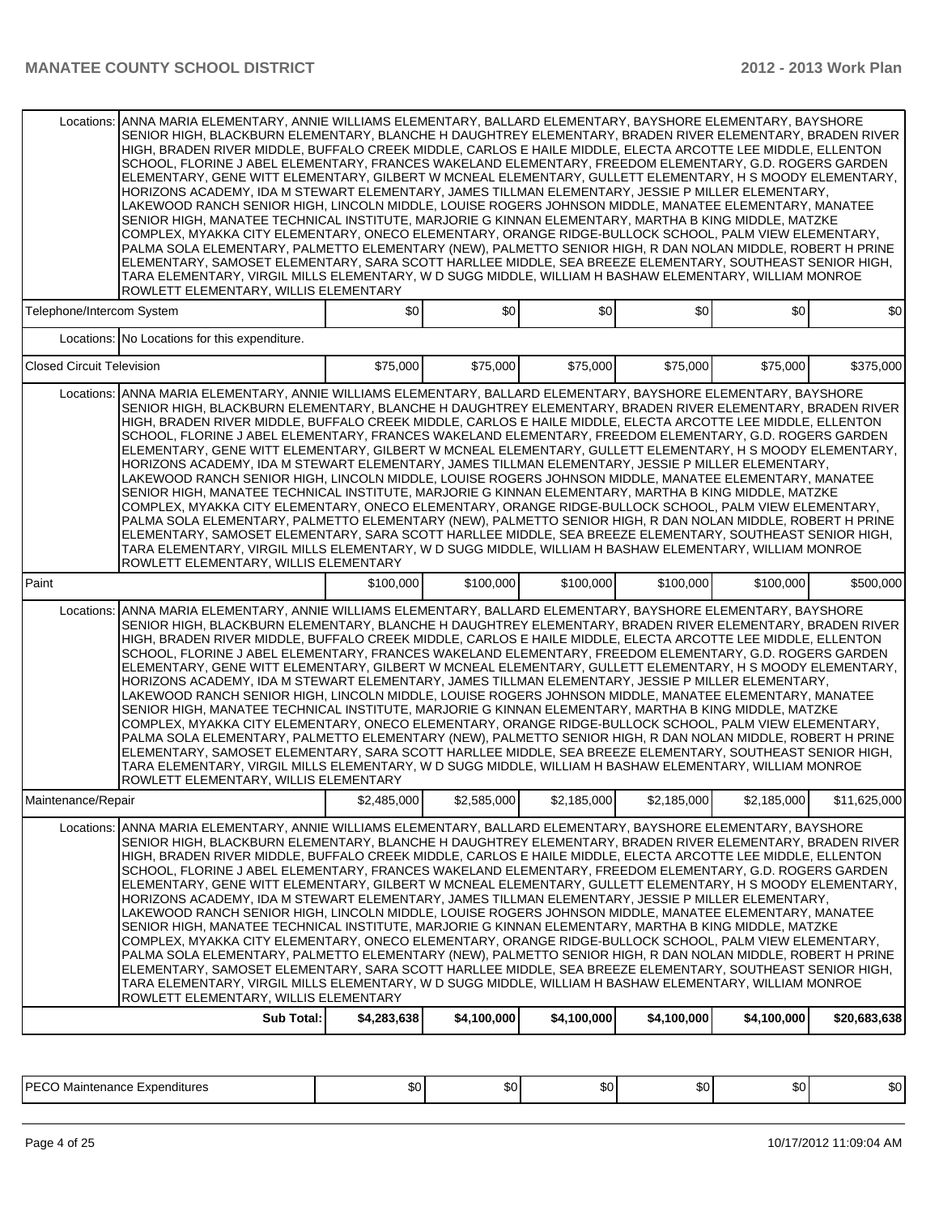| | | | | | | |
|---|---|---|---|---|---|---|
| Locations: | ANNA MARIA ELEMENTARY, ANNIE WILLIAMS ELEMENTARY, BALLARD ELEMENTARY, BAYSHORE ELEMENTARY, BAYSHORE SENIOR HIGH, BLACKBURN ELEMENTARY, BLANCHE H DAUGHTREY ELEMENTARY, BRADEN RIVER ELEMENTARY, BRADEN RIVER HIGH, BRADEN RIVER MIDDLE, BUFFALO CREEK MIDDLE, CARLOS E HAILE MIDDLE, ELECTA ARCOTTE LEE MIDDLE, ELLENTON SCHOOL, FLORINE J ABEL ELEMENTARY, FRANCES WAKELAND ELEMENTARY, FREEDOM ELEMENTARY, G.D. ROGERS GARDEN ELEMENTARY, GENE WITT ELEMENTARY, GILBERT W MCNEAL ELEMENTARY, GULLETT ELEMENTARY, H S MOODY ELEMENTARY, HORIZONS ACADEMY, IDA M STEWART ELEMENTARY, JAMES TILLMAN ELEMENTARY, JESSIE P MILLER ELEMENTARY, LAKEWOOD RANCH SENIOR HIGH, LINCOLN MIDDLE, LOUISE ROGERS JOHNSON MIDDLE, MANATEE ELEMENTARY, MANATEE SENIOR HIGH, MANATEE TECHNICAL INSTITUTE, MARJORIE G KINNAN ELEMENTARY, MARTHA B KING MIDDLE, MATZKE COMPLEX, MYAKKA CITY ELEMENTARY, ONECO ELEMENTARY, ORANGE RIDGE-BULLOCK SCHOOL, PALM VIEW ELEMENTARY, PALMA SOLA ELEMENTARY, PALMETTO ELEMENTARY (NEW), PALMETTO SENIOR HIGH, R DAN NOLAN MIDDLE, ROBERT H PRINE ELEMENTARY, SAMOSET ELEMENTARY, SARA SCOTT HARLLEE MIDDLE, SEA BREEZE ELEMENTARY, SOUTHEAST SENIOR HIGH, TARA ELEMENTARY, VIRGIL MILLS ELEMENTARY, W D SUGG MIDDLE, WILLIAM H BASHAW ELEMENTARY, WILLIAM MONROE ROWLETT ELEMENTARY, WILLIS ELEMENTARY | | | | | |
| Telephone/Intercom System | | $0 | $0 | $0 | $0 | $0 | $0 |
| Locations: | No Locations for this expenditure. | | | | | | |
| Closed Circuit Television | | $75,000 | $75,000 | $75,000 | $75,000 | $75,000 | $375,000 |
| Locations: | ANNA MARIA ELEMENTARY, ANNIE WILLIAMS ELEMENTARY, BALLARD ELEMENTARY, BAYSHORE ELEMENTARY, BAYSHORE SENIOR HIGH, BLACKBURN ELEMENTARY, BLANCHE H DAUGHTREY ELEMENTARY, BRADEN RIVER ELEMENTARY, BRADEN RIVER HIGH, BRADEN RIVER MIDDLE, BUFFALO CREEK MIDDLE, CARLOS E HAILE MIDDLE, ELECTA ARCOTTE LEE MIDDLE, ELLENTON SCHOOL, FLORINE J ABEL ELEMENTARY, FRANCES WAKELAND ELEMENTARY, FREEDOM ELEMENTARY, G.D. ROGERS GARDEN ELEMENTARY, GENE WITT ELEMENTARY, GILBERT W MCNEAL ELEMENTARY, GULLETT ELEMENTARY, H S MOODY ELEMENTARY, HORIZONS ACADEMY, IDA M STEWART ELEMENTARY, JAMES TILLMAN ELEMENTARY, JESSIE P MILLER ELEMENTARY, LAKEWOOD RANCH SENIOR HIGH, LINCOLN MIDDLE, LOUISE ROGERS JOHNSON MIDDLE, MANATEE ELEMENTARY, MANATEE SENIOR HIGH, MANATEE TECHNICAL INSTITUTE, MARJORIE G KINNAN ELEMENTARY, MARTHA B KING MIDDLE, MATZKE COMPLEX, MYAKKA CITY ELEMENTARY, ONECO ELEMENTARY, ORANGE RIDGE-BULLOCK SCHOOL, PALM VIEW ELEMENTARY, PALMA SOLA ELEMENTARY, PALMETTO ELEMENTARY (NEW), PALMETTO SENIOR HIGH, R DAN NOLAN MIDDLE, ROBERT H PRINE ELEMENTARY, SAMOSET ELEMENTARY, SARA SCOTT HARLLEE MIDDLE, SEA BREEZE ELEMENTARY, SOUTHEAST SENIOR HIGH, TARA ELEMENTARY, VIRGIL MILLS ELEMENTARY, W D SUGG MIDDLE, WILLIAM H BASHAW ELEMENTARY, WILLIAM MONROE ROWLETT ELEMENTARY, WILLIS ELEMENTARY | | | | | | |
| Paint | | $100,000 | $100,000 | $100,000 | $100,000 | $100,000 | $500,000 |
| Locations: | ANNA MARIA ELEMENTARY, ANNIE WILLIAMS ELEMENTARY, BALLARD ELEMENTARY, BAYSHORE ELEMENTARY, BAYSHORE SENIOR HIGH, BLACKBURN ELEMENTARY, BLANCHE H DAUGHTREY ELEMENTARY, BRADEN RIVER ELEMENTARY, BRADEN RIVER HIGH, BRADEN RIVER MIDDLE, BUFFALO CREEK MIDDLE, CARLOS E HAILE MIDDLE, ELECTA ARCOTTE LEE MIDDLE, ELLENTON SCHOOL, FLORINE J ABEL ELEMENTARY, FRANCES WAKELAND ELEMENTARY, FREEDOM ELEMENTARY, G.D. ROGERS GARDEN ELEMENTARY, GENE WITT ELEMENTARY, GILBERT W MCNEAL ELEMENTARY, GULLETT ELEMENTARY, H S MOODY ELEMENTARY, HORIZONS ACADEMY, IDA M STEWART ELEMENTARY, JAMES TILLMAN ELEMENTARY, JESSIE P MILLER ELEMENTARY, LAKEWOOD RANCH SENIOR HIGH, LINCOLN MIDDLE, LOUISE ROGERS JOHNSON MIDDLE, MANATEE ELEMENTARY, MANATEE SENIOR HIGH, MANATEE TECHNICAL INSTITUTE, MARJORIE G KINNAN ELEMENTARY, MARTHA B KING MIDDLE, MATZKE COMPLEX, MYAKKA CITY ELEMENTARY, ONECO ELEMENTARY, ORANGE RIDGE-BULLOCK SCHOOL, PALM VIEW ELEMENTARY, PALMA SOLA ELEMENTARY, PALMETTO ELEMENTARY (NEW), PALMETTO SENIOR HIGH, R DAN NOLAN MIDDLE, ROBERT H PRINE ELEMENTARY, SAMOSET ELEMENTARY, SARA SCOTT HARLLEE MIDDLE, SEA BREEZE ELEMENTARY, SOUTHEAST SENIOR HIGH, TARA ELEMENTARY, VIRGIL MILLS ELEMENTARY, W D SUGG MIDDLE, WILLIAM H BASHAW ELEMENTARY, WILLIAM MONROE ROWLETT ELEMENTARY, WILLIS ELEMENTARY | | | | | | |
| Maintenance/Repair | | $2,485,000 | $2,585,000 | $2,185,000 | $2,185,000 | $2,185,000 | $11,625,000 |
| Locations: | ANNA MARIA ELEMENTARY, ANNIE WILLIAMS ELEMENTARY, BALLARD ELEMENTARY, BAYSHORE ELEMENTARY, BAYSHORE SENIOR HIGH, BLACKBURN ELEMENTARY, BLANCHE H DAUGHTREY ELEMENTARY, BRADEN RIVER ELEMENTARY, BRADEN RIVER HIGH, BRADEN RIVER MIDDLE, BUFFALO CREEK MIDDLE, CARLOS E HAILE MIDDLE, ELECTA ARCOTTE LEE MIDDLE, ELLENTON SCHOOL, FLORINE J ABEL ELEMENTARY, FRANCES WAKELAND ELEMENTARY, FREEDOM ELEMENTARY, G.D. ROGERS GARDEN ELEMENTARY, GENE WITT ELEMENTARY, GILBERT W MCNEAL ELEMENTARY, GULLETT ELEMENTARY, H S MOODY ELEMENTARY, HORIZONS ACADEMY, IDA M STEWART ELEMENTARY, JAMES TILLMAN ELEMENTARY, JESSIE P MILLER ELEMENTARY, LAKEWOOD RANCH SENIOR HIGH, LINCOLN MIDDLE, LOUISE ROGERS JOHNSON MIDDLE, MANATEE ELEMENTARY, MANATEE SENIOR HIGH, MANATEE TECHNICAL INSTITUTE, MARJORIE G KINNAN ELEMENTARY, MARTHA B KING MIDDLE, MATZKE COMPLEX, MYAKKA CITY ELEMENTARY, ONECO ELEMENTARY, ORANGE RIDGE-BULLOCK SCHOOL, PALM VIEW ELEMENTARY, PALMA SOLA ELEMENTARY, PALMETTO ELEMENTARY (NEW), PALMETTO SENIOR HIGH, R DAN NOLAN MIDDLE, ROBERT H PRINE ELEMENTARY, SAMOSET ELEMENTARY, SARA SCOTT HARLLEE MIDDLE, SEA BREEZE ELEMENTARY, SOUTHEAST SENIOR HIGH, TARA ELEMENTARY, VIRGIL MILLS ELEMENTARY, W D SUGG MIDDLE, WILLIAM H BASHAW ELEMENTARY, WILLIAM MONROE ROWLETT ELEMENTARY, WILLIS ELEMENTARY | | | | | | |
| | **Sub Total:** | **$4,283,638** | **$4,100,000** | **$4,100,000** | **$4,100,000** | **$4,100,000** | **$20,683,638** |

| | | | | | | |
|---|---|---|---|---|---|---|
| PECO Maintenance Expenditures | $0 | $0 | $0 | $0 | $0 | $0 |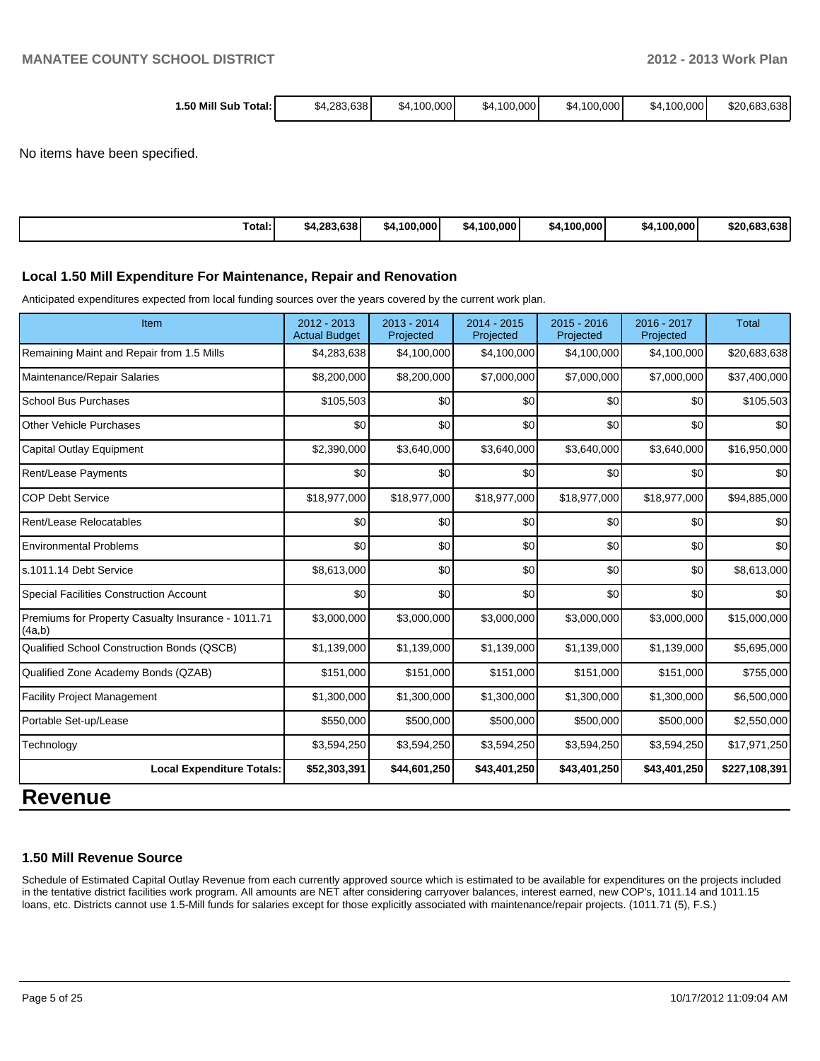| 1.50 Mill Sub Total: | $4,283,638 | $4,100,000 | $4,100,000 | $4,100,000 | $4,100,000 | $20,683,638 |
|---|---|---|---|---|---|---|

No items have been specified.

| Total: | $4,283,638 | $4,100,000 | $4,100,000 | $4,100,000 | $4,100,000 | $20,683,638 |
|---|---|---|---|---|---|---|

### Local 1.50 Mill Expenditure For Maintenance, Repair and Renovation

Anticipated expenditures expected from local funding sources over the years covered by the current work plan.

| Item | 2012 - 2013 Actual Budget | 2013 - 2014 Projected | 2014 - 2015 Projected | 2015 - 2016 Projected | 2016 - 2017 Projected | Total |
|---|---|---|---|---|---|---|
| Remaining Maint and Repair from 1.5 Mills | $4,283,638 | $4,100,000 | $4,100,000 | $4,100,000 | $4,100,000 | $20,683,638 |
| Maintenance/Repair Salaries | $8,200,000 | $8,200,000 | $7,000,000 | $7,000,000 | $7,000,000 | $37,400,000 |
| School Bus Purchases | $105,503 | $0 | $0 | $0 | $0 | $105,503 |
| Other Vehicle Purchases | $0 | $0 | $0 | $0 | $0 | $0 |
| Capital Outlay Equipment | $2,390,000 | $3,640,000 | $3,640,000 | $3,640,000 | $3,640,000 | $16,950,000 |
| Rent/Lease Payments | $0 | $0 | $0 | $0 | $0 | $0 |
| COP Debt Service | $18,977,000 | $18,977,000 | $18,977,000 | $18,977,000 | $18,977,000 | $94,885,000 |
| Rent/Lease Relocatables | $0 | $0 | $0 | $0 | $0 | $0 |
| Environmental Problems | $0 | $0 | $0 | $0 | $0 | $0 |
| s.1011.14 Debt Service | $8,613,000 | $0 | $0 | $0 | $0 | $8,613,000 |
| Special Facilities Construction Account | $0 | $0 | $0 | $0 | $0 | $0 |
| Premiums for Property Casualty Insurance - 1011.71 (4a,b) | $3,000,000 | $3,000,000 | $3,000,000 | $3,000,000 | $3,000,000 | $15,000,000 |
| Qualified School Construction Bonds (QSCB) | $1,139,000 | $1,139,000 | $1,139,000 | $1,139,000 | $1,139,000 | $5,695,000 |
| Qualified Zone Academy Bonds (QZAB) | $151,000 | $151,000 | $151,000 | $151,000 | $151,000 | $755,000 |
| Facility Project Management | $1,300,000 | $1,300,000 | $1,300,000 | $1,300,000 | $1,300,000 | $6,500,000 |
| Portable Set-up/Lease | $550,000 | $500,000 | $500,000 | $500,000 | $500,000 | $2,550,000 |
| Technology | $3,594,250 | $3,594,250 | $3,594,250 | $3,594,250 | $3,594,250 | $17,971,250 |
| **Local Expenditure Totals:** | **$52,303,391** | **$44,601,250** | **$43,401,250** | **$43,401,250** | **$43,401,250** | **$227,108,391** |

# Revenue

### 1.50 Mill Revenue Source

Schedule of Estimated Capital Outlay Revenue from each currently approved source which is estimated to be available for expenditures on the projects included in the tentative district facilities work program. All amounts are NET after considering carryover balances, interest earned, new COP's, 1011.14 and 1011.15 loans, etc. Districts cannot use 1.5-Mill funds for salaries except for those explicitly associated with maintenance/repair projects. (1011.71 (5), F.S.)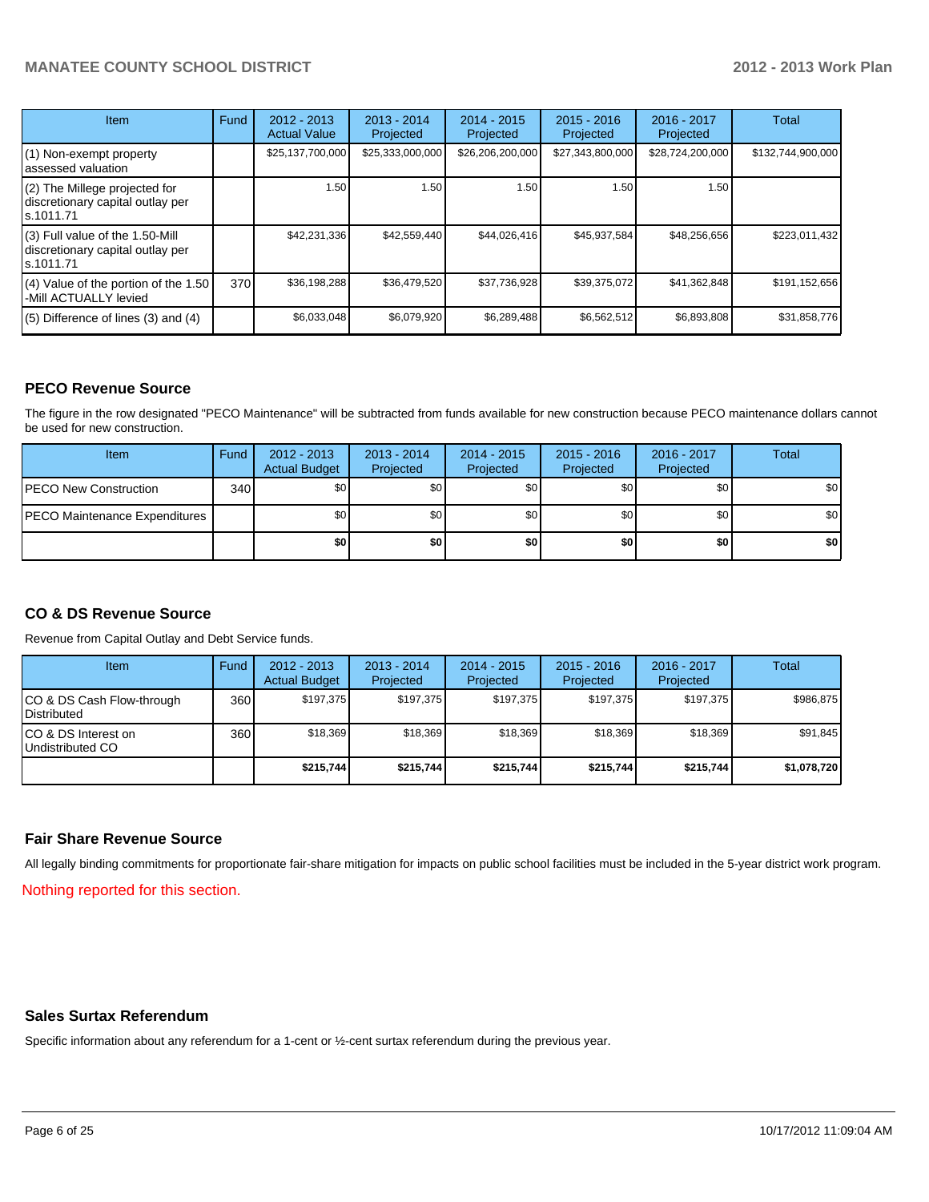| Item | Fund | 2012 - 2013 Actual Value | 2013 - 2014 Projected | 2014 - 2015 Projected | 2015 - 2016 Projected | 2016 - 2017 Projected | Total |
|---|---|---|---|---|---|---|---|
| (1) Non-exempt property assessed valuation | | $25,137,700,000 | $25,333,000,000 | $26,206,200,000 | $27,343,800,000 | $28,724,200,000 | $132,744,900,000 |
| (2) The Millege projected for discretionary capital outlay per s.1011.71 | | 1.50 | 1.50 | 1.50 | 1.50 | 1.50 | |
| (3) Full value of the 1.50-Mill discretionary capital outlay per s.1011.71 | | $42,231,336 | $42,559,440 | $44,026,416 | $45,937,584 | $48,256,656 | $223,011,432 |
| (4) Value of the portion of the 1.50 -Mill ACTUALLY levied | 370 | $36,198,288 | $36,479,520 | $37,736,928 | $39,375,072 | $41,362,848 | $191,152,656 |
| (5) Difference of lines (3) and (4) | | $6,033,048 | $6,079,920 | $6,289,488 | $6,562,512 | $6,893,808 | $31,858,776 |

## PECO Revenue Source

The figure in the row designated "PECO Maintenance" will be subtracted from funds available for new construction because PECO maintenance dollars cannot be used for new construction.

| Item | Fund | 2012 - 2013 Actual Budget | 2013 - 2014 Projected | 2014 - 2015 Projected | 2015 - 2016 Projected | 2016 - 2017 Projected | Total |
|---|---|---|---|---|---|---|---|
| PECO New Construction | 340 | $0 | $0 | $0 | $0 | $0 | $0 |
| PECO Maintenance Expenditures | | $0 | $0 | $0 | $0 | $0 | $0 |
| | | **$0** | **$0** | **$0** | **$0** | **$0** | **$0** |

## CO & DS Revenue Source

Revenue from Capital Outlay and Debt Service funds.

| Item | Fund | 2012 - 2013 Actual Budget | 2013 - 2014 Projected | 2014 - 2015 Projected | 2015 - 2016 Projected | 2016 - 2017 Projected | Total |
|---|---|---|---|---|---|---|---|
| CO & DS Cash Flow-through Distributed | 360 | $197,375 | $197,375 | $197,375 | $197,375 | $197,375 | $986,875 |
| CO & DS Interest on Undistributed CO | 360 | $18,369 | $18,369 | $18,369 | $18,369 | $18,369 | $91,845 |
| | | **$215,744** | **$215,744** | **$215,744** | **$215,744** | **$215,744** | **$1,078,720** |

## Fair Share Revenue Source

All legally binding commitments for proportionate fair-share mitigation for impacts on public school facilities must be included in the 5-year district work program.

Nothing reported for this section.

## Sales Surtax Referendum

Specific information about any referendum for a 1-cent or ½-cent surtax referendum during the previous year.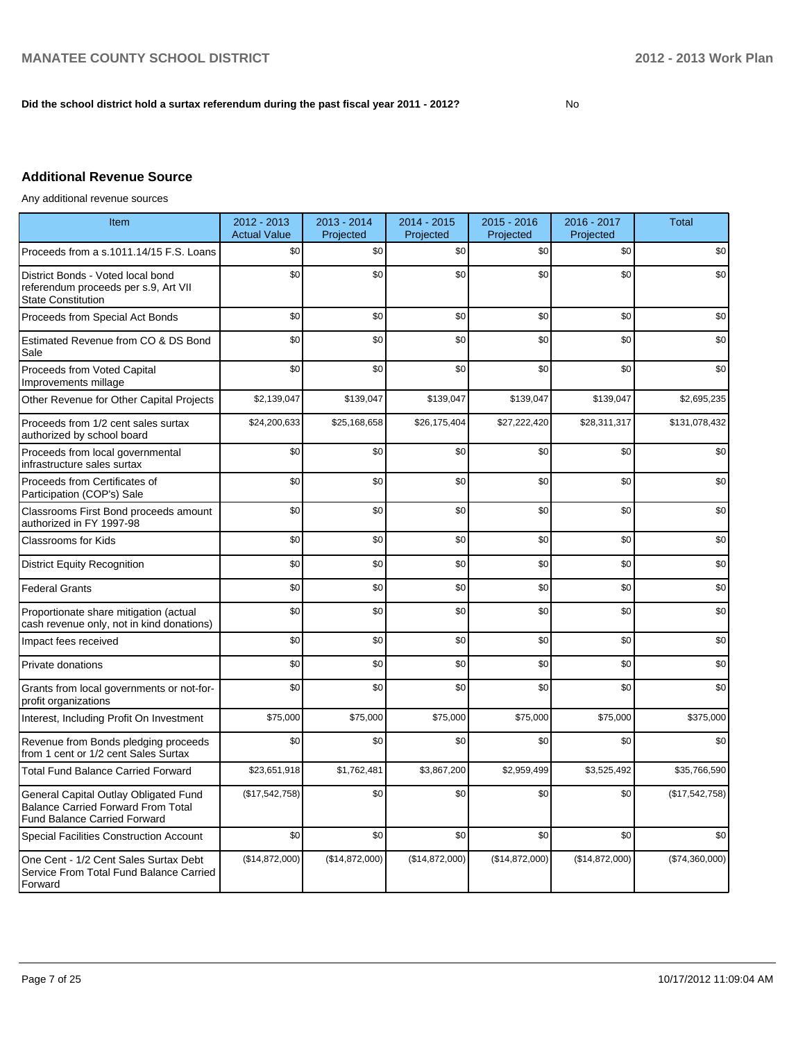**Did the school district hold a surtax referendum during the past fiscal year 2011 - 2012?** No

## Additional Revenue Source

Any additional revenue sources

| Item | 2012 - 2013 Actual Value | 2013 - 2014 Projected | 2014 - 2015 Projected | 2015 - 2016 Projected | 2016 - 2017 Projected | Total |
|---|---|---|---|---|---|---|
| Proceeds from a s.1011.14/15 F.S. Loans | $0 | $0 | $0 | $0 | $0 | $0 |
| District Bonds - Voted local bond referendum proceeds per s.9, Art VII State Constitution | $0 | $0 | $0 | $0 | $0 | $0 |
| Proceeds from Special Act Bonds | $0 | $0 | $0 | $0 | $0 | $0 |
| Estimated Revenue from CO & DS Bond Sale | $0 | $0 | $0 | $0 | $0 | $0 |
| Proceeds from Voted Capital Improvements millage | $0 | $0 | $0 | $0 | $0 | $0 |
| Other Revenue for Other Capital Projects | $2,139,047 | $139,047 | $139,047 | $139,047 | $139,047 | $2,695,235 |
| Proceeds from 1/2 cent sales surtax authorized by school board | $24,200,633 | $25,168,658 | $26,175,404 | $27,222,420 | $28,311,317 | $131,078,432 |
| Proceeds from local governmental infrastructure sales surtax | $0 | $0 | $0 | $0 | $0 | $0 |
| Proceeds from Certificates of Participation (COP's) Sale | $0 | $0 | $0 | $0 | $0 | $0 |
| Classrooms First Bond proceeds amount authorized in FY 1997-98 | $0 | $0 | $0 | $0 | $0 | $0 |
| Classrooms for Kids | $0 | $0 | $0 | $0 | $0 | $0 |
| District Equity Recognition | $0 | $0 | $0 | $0 | $0 | $0 |
| Federal Grants | $0 | $0 | $0 | $0 | $0 | $0 |
| Proportionate share mitigation (actual cash revenue only, not in kind donations) | $0 | $0 | $0 | $0 | $0 | $0 |
| Impact fees received | $0 | $0 | $0 | $0 | $0 | $0 |
| Private donations | $0 | $0 | $0 | $0 | $0 | $0 |
| Grants from local governments or not-for-profit organizations | $0 | $0 | $0 | $0 | $0 | $0 |
| Interest, Including Profit On Investment | $75,000 | $75,000 | $75,000 | $75,000 | $75,000 | $375,000 |
| Revenue from Bonds pledging proceeds from 1 cent or 1/2 cent Sales Surtax | $0 | $0 | $0 | $0 | $0 | $0 |
| Total Fund Balance Carried Forward | $23,651,918 | $1,762,481 | $3,867,200 | $2,959,499 | $3,525,492 | $35,766,590 |
| General Capital Outlay Obligated Fund Balance Carried Forward From Total Fund Balance Carried Forward | ($17,542,758) | $0 | $0 | $0 | $0 | ($17,542,758) |
| Special Facilities Construction Account | $0 | $0 | $0 | $0 | $0 | $0 |
| One Cent - 1/2 Cent Sales Surtax Debt Service From Total Fund Balance Carried Forward | ($14,872,000) | ($14,872,000) | ($14,872,000) | ($14,872,000) | ($14,872,000) | ($74,360,000) |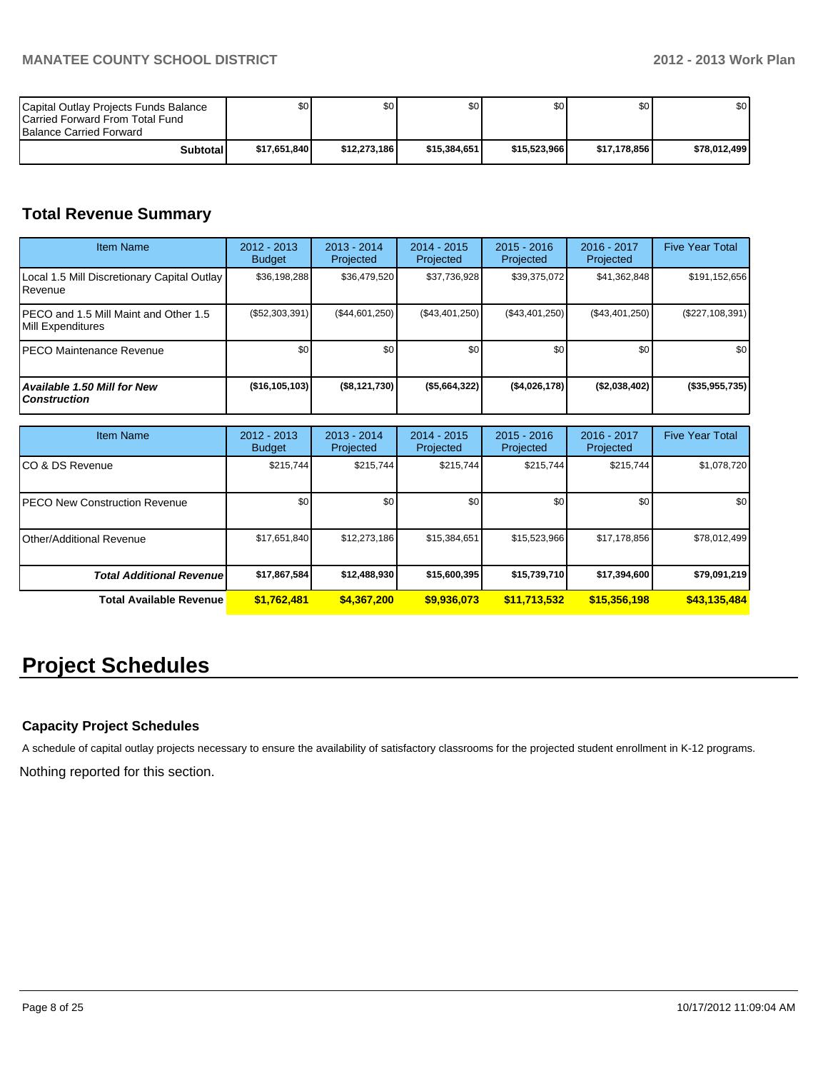| | | | | | | |
|---|---|---|---|---|---|---|
| Capital Outlay Projects Funds Balance Carried Forward From Total Fund Balance Carried Forward | $0 | $0 | $0 | $0 | $0 | $0 |
| **Subtotal** | **$17,651,840** | **$12,273,186** | **$15,384,651** | **$15,523,966** | **$17,178,856** | **$78,012,499** |

## Total Revenue Summary

| Item Name | 2012 - 2013 Budget | 2013 - 2014 Projected | 2014 - 2015 Projected | 2015 - 2016 Projected | 2016 - 2017 Projected | Five Year Total |
|---|---|---|---|---|---|---|
| Local 1.5 Mill Discretionary Capital Outlay Revenue | $36,198,288 | $36,479,520 | $37,736,928 | $39,375,072 | $41,362,848 | $191,152,656 |
| PECO and 1.5 Mill Maint and Other 1.5 Mill Expenditures | ($52,303,391) | ($44,601,250) | ($43,401,250) | ($43,401,250) | ($43,401,250) | ($227,108,391) |
| PECO Maintenance Revenue | $0 | $0 | $0 | $0 | $0 | $0 |
| ***Available 1.50 Mill for New Construction*** | **($16,105,103)** | **($8,121,730)** | **($5,664,322)** | **($4,026,178)** | **($2,038,402)** | **($35,955,735)** |

| Item Name | 2012 - 2013 Budget | 2013 - 2014 Projected | 2014 - 2015 Projected | 2015 - 2016 Projected | 2016 - 2017 Projected | Five Year Total |
|---|---|---|---|---|---|---|
| CO & DS Revenue | $215,744 | $215,744 | $215,744 | $215,744 | $215,744 | $1,078,720 |
| PECO New Construction Revenue | $0 | $0 | $0 | $0 | $0 | $0 |
| Other/Additional Revenue | $17,651,840 | $12,273,186 | $15,384,651 | $15,523,966 | $17,178,856 | $78,012,499 |
| ***Total Additional Revenue*** | **$17,867,584** | **$12,488,930** | **$15,600,395** | **$15,739,710** | **$17,394,600** | **$79,091,219** |
| **Total Available Revenue** | **$1,762,481** | **$4,367,200** | **$9,936,073** | **$11,713,532** | **$15,356,198** | **$43,135,484** |

# Project Schedules

### Capacity Project Schedules

A schedule of capital outlay projects necessary to ensure the availability of satisfactory classrooms for the projected student enrollment in K-12 programs.

Nothing reported for this section.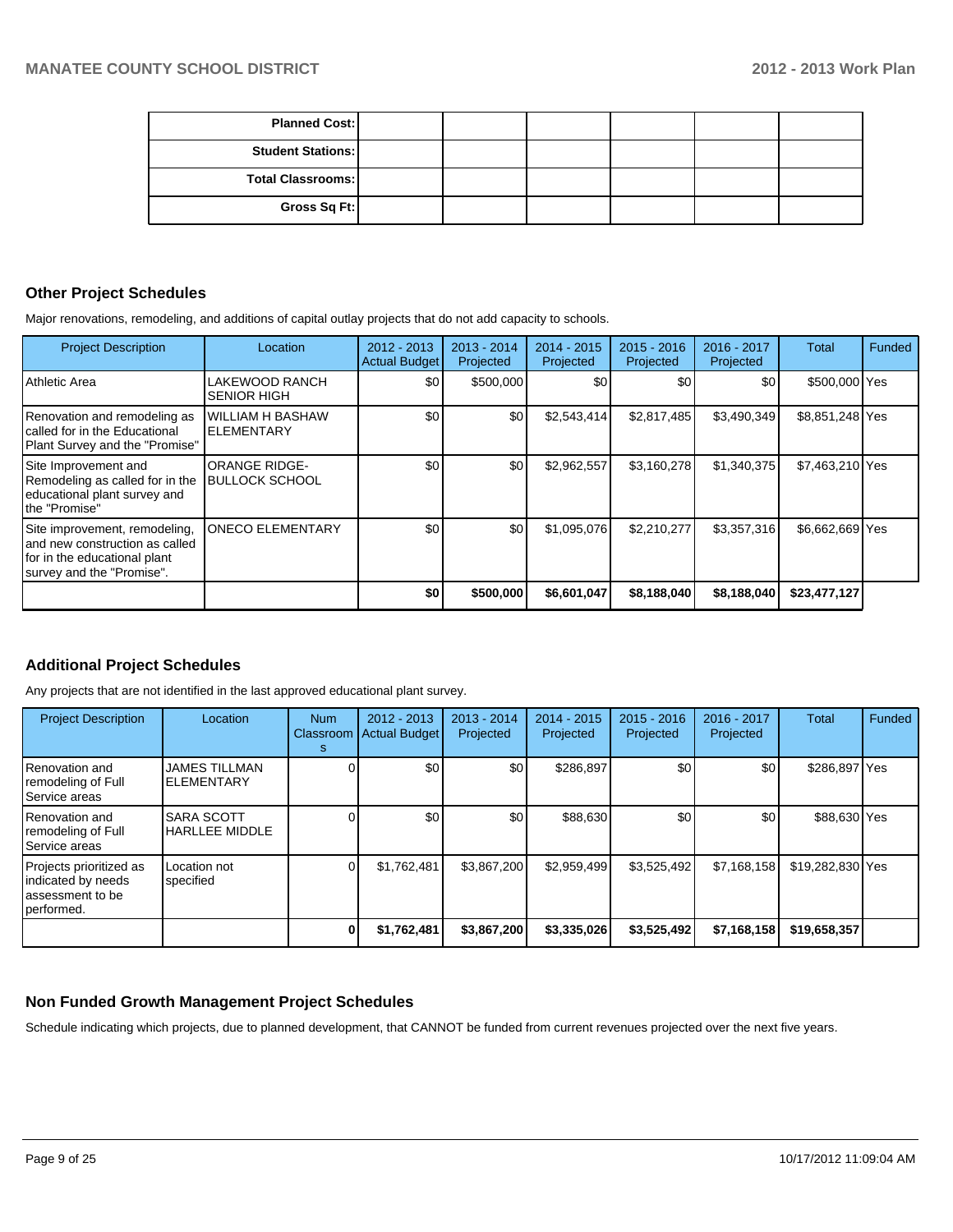| Planned Cost: | | | | | |
|---|---|---|---|---|---|
| Student Stations: | | | | | |
| Total Classrooms: | | | | | |
| Gross Sq Ft: | | | | | |

## Other Project Schedules

Major renovations, remodeling, and additions of capital outlay projects that do not add capacity to schools.

| Project Description | Location | 2012 - 2013 Actual Budget | 2013 - 2014 Projected | 2014 - 2015 Projected | 2015 - 2016 Projected | 2016 - 2017 Projected | Total | Funded |
|---|---|---|---|---|---|---|---|---|
| Athletic Area | LAKEWOOD RANCH SENIOR HIGH | $0 | $500,000 | $0 | $0 | $0 | $500,000 | Yes |
| Renovation and remodeling as called for in the Educational Plant Survey and the "Promise" | WILLIAM H BASHAW ELEMENTARY | $0 | $0 | $2,543,414 | $2,817,485 | $3,490,349 | $8,851,248 | Yes |
| Site Improvement and Remodeling as called for in the educational plant survey and the "Promise" | ORANGE RIDGE-BULLOCK SCHOOL | $0 | $0 | $2,962,557 | $3,160,278 | $1,340,375 | $7,463,210 | Yes |
| Site improvement, remodeling, and new construction as called for in the educational plant survey and the "Promise". | ONECO ELEMENTARY | $0 | $0 | $1,095,076 | $2,210,277 | $3,357,316 | $6,662,669 | Yes |
| | | **$0** | **$500,000** | **$6,601,047** | **$8,188,040** | **$8,188,040** | **$23,477,127** | |

## Additional Project Schedules

Any projects that are not identified in the last approved educational plant survey.

| Project Description | Location | Num Classrooms | 2012 - 2013 Actual Budget | 2013 - 2014 Projected | 2014 - 2015 Projected | 2015 - 2016 Projected | 2016 - 2017 Projected | Total | Funded |
|---|---|---|---|---|---|---|---|---|---|
| Renovation and remodeling of Full Service areas | JAMES TILLMAN ELEMENTARY | 0 | $0 | $0 | $286,897 | $0 | $0 | $286,897 | Yes |
| Renovation and remodeling of Full Service areas | SARA SCOTT HARLLEE MIDDLE | 0 | $0 | $0 | $88,630 | $0 | $0 | $88,630 | Yes |
| Projects prioritized as indicated by needs assessment to be performed. | Location not specified | 0 | $1,762,481 | $3,867,200 | $2,959,499 | $3,525,492 | $7,168,158 | $19,282,830 | Yes |
| | | **0** | **$1,762,481** | **$3,867,200** | **$3,335,026** | **$3,525,492** | **$7,168,158** | **$19,658,357** | |

## Non Funded Growth Management Project Schedules

Schedule indicating which projects, due to planned development, that CANNOT be funded from current revenues projected over the next five years.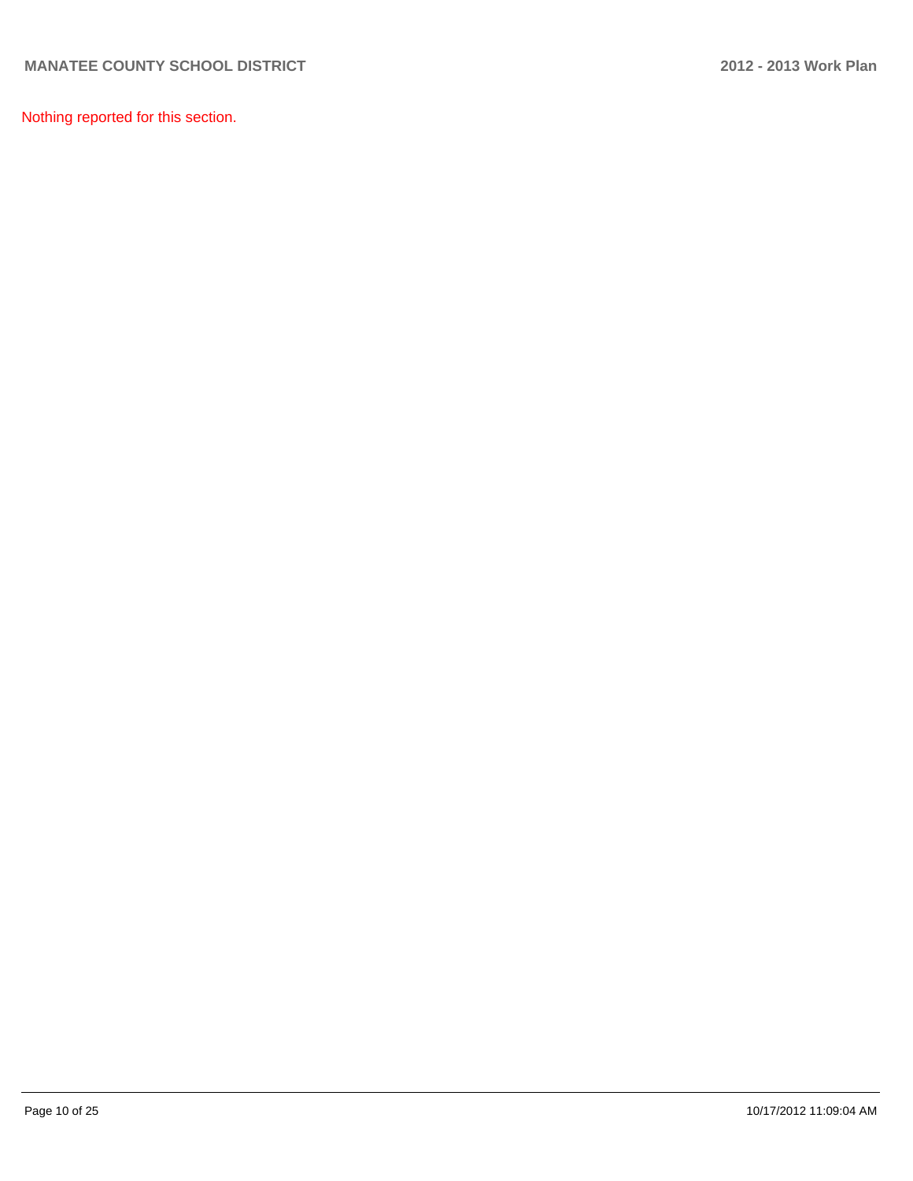Nothing reported for this section.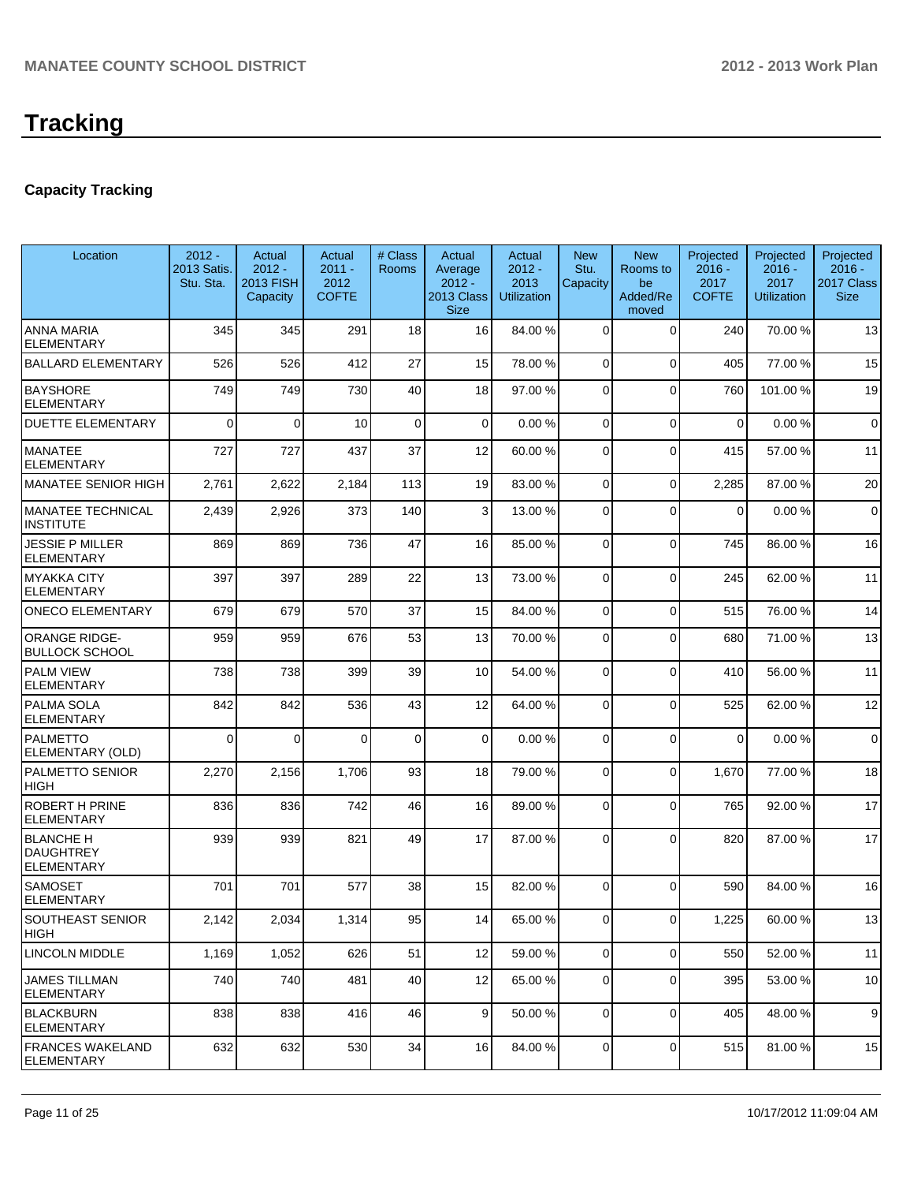# Tracking

## Capacity Tracking

| Location | 2012 - 2013 Satis. Stu. Sta. | Actual 2012 - 2013 FISH Capacity | Actual 2011 - 2012 COFTE | # Class Rooms | Actual Average 2012 - 2013 Class Size | Actual 2012 - 2013 Utilization | New Stu. Capacity | New Rooms to be Added/Removed | Projected 2016 - 2017 COFTE | Projected 2016 - 2017 Utilization | Projected 2016 - 2017 Class Size |
|---|---|---|---|---|---|---|---|---|---|---|---|
| ANNA MARIA ELEMENTARY | 345 | 345 | 291 | 18 | 16 | 84.00 % | 0 | 0 | 240 | 70.00 % | 13 |
| BALLARD ELEMENTARY | 526 | 526 | 412 | 27 | 15 | 78.00 % | 0 | 0 | 405 | 77.00 % | 15 |
| BAYSHORE ELEMENTARY | 749 | 749 | 730 | 40 | 18 | 97.00 % | 0 | 0 | 760 | 101.00 % | 19 |
| DUETTE ELEMENTARY | 0 | 0 | 10 | 0 | 0 | 0.00 % | 0 | 0 | 0 | 0.00 % | 0 |
| MANATEE ELEMENTARY | 727 | 727 | 437 | 37 | 12 | 60.00 % | 0 | 0 | 415 | 57.00 % | 11 |
| MANATEE SENIOR HIGH | 2,761 | 2,622 | 2,184 | 113 | 19 | 83.00 % | 0 | 0 | 2,285 | 87.00 % | 20 |
| MANATEE TECHNICAL INSTITUTE | 2,439 | 2,926 | 373 | 140 | 3 | 13.00 % | 0 | 0 | 0 | 0.00 % | 0 |
| JESSIE P MILLER ELEMENTARY | 869 | 869 | 736 | 47 | 16 | 85.00 % | 0 | 0 | 745 | 86.00 % | 16 |
| MYAKKA CITY ELEMENTARY | 397 | 397 | 289 | 22 | 13 | 73.00 % | 0 | 0 | 245 | 62.00 % | 11 |
| ONECO ELEMENTARY | 679 | 679 | 570 | 37 | 15 | 84.00 % | 0 | 0 | 515 | 76.00 % | 14 |
| ORANGE RIDGE-BULLOCK SCHOOL | 959 | 959 | 676 | 53 | 13 | 70.00 % | 0 | 0 | 680 | 71.00 % | 13 |
| PALM VIEW ELEMENTARY | 738 | 738 | 399 | 39 | 10 | 54.00 % | 0 | 0 | 410 | 56.00 % | 11 |
| PALMA SOLA ELEMENTARY | 842 | 842 | 536 | 43 | 12 | 64.00 % | 0 | 0 | 525 | 62.00 % | 12 |
| PALMETTO ELEMENTARY (OLD) | 0 | 0 | 0 | 0 | 0 | 0.00 % | 0 | 0 | 0 | 0.00 % | 0 |
| PALMETTO SENIOR HIGH | 2,270 | 2,156 | 1,706 | 93 | 18 | 79.00 % | 0 | 0 | 1,670 | 77.00 % | 18 |
| ROBERT H PRINE ELEMENTARY | 836 | 836 | 742 | 46 | 16 | 89.00 % | 0 | 0 | 765 | 92.00 % | 17 |
| BLANCHE H DAUGHTREY ELEMENTARY | 939 | 939 | 821 | 49 | 17 | 87.00 % | 0 | 0 | 820 | 87.00 % | 17 |
| SAMOSET ELEMENTARY | 701 | 701 | 577 | 38 | 15 | 82.00 % | 0 | 0 | 590 | 84.00 % | 16 |
| SOUTHEAST SENIOR HIGH | 2,142 | 2,034 | 1,314 | 95 | 14 | 65.00 % | 0 | 0 | 1,225 | 60.00 % | 13 |
| LINCOLN MIDDLE | 1,169 | 1,052 | 626 | 51 | 12 | 59.00 % | 0 | 0 | 550 | 52.00 % | 11 |
| JAMES TILLMAN ELEMENTARY | 740 | 740 | 481 | 40 | 12 | 65.00 % | 0 | 0 | 395 | 53.00 % | 10 |
| BLACKBURN ELEMENTARY | 838 | 838 | 416 | 46 | 9 | 50.00 % | 0 | 0 | 405 | 48.00 % | 9 |
| FRANCES WAKELAND ELEMENTARY | 632 | 632 | 530 | 34 | 16 | 84.00 % | 0 | 0 | 515 | 81.00 % | 15 |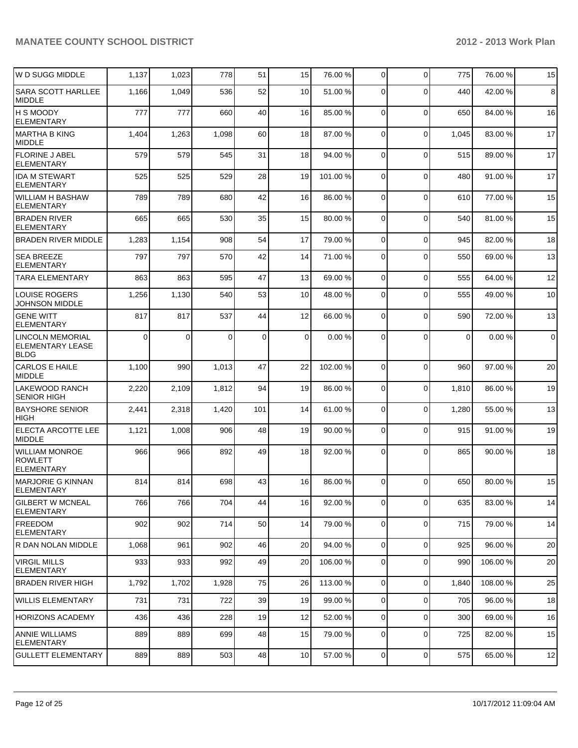| | | | | | | | | | | |
|---|---|---|---|---|---|---|---|---|---|---|
| W D SUGG MIDDLE | 1,137 | 1,023 | 778 | 51 | 15 | 76.00 % | 0 | 0 | 775 | 76.00 % | 15 |
| SARA SCOTT HARLLEE MIDDLE | 1,166 | 1,049 | 536 | 52 | 10 | 51.00 % | 0 | 0 | 440 | 42.00 % | 8 |
| H S MOODY ELEMENTARY | 777 | 777 | 660 | 40 | 16 | 85.00 % | 0 | 0 | 650 | 84.00 % | 16 |
| MARTHA B KING MIDDLE | 1,404 | 1,263 | 1,098 | 60 | 18 | 87.00 % | 0 | 0 | 1,045 | 83.00 % | 17 |
| FLORINE J ABEL ELEMENTARY | 579 | 579 | 545 | 31 | 18 | 94.00 % | 0 | 0 | 515 | 89.00 % | 17 |
| IDA M STEWART ELEMENTARY | 525 | 525 | 529 | 28 | 19 | 101.00 % | 0 | 0 | 480 | 91.00 % | 17 |
| WILLIAM H BASHAW ELEMENTARY | 789 | 789 | 680 | 42 | 16 | 86.00 % | 0 | 0 | 610 | 77.00 % | 15 |
| BRADEN RIVER ELEMENTARY | 665 | 665 | 530 | 35 | 15 | 80.00 % | 0 | 0 | 540 | 81.00 % | 15 |
| BRADEN RIVER MIDDLE | 1,283 | 1,154 | 908 | 54 | 17 | 79.00 % | 0 | 0 | 945 | 82.00 % | 18 |
| SEA BREEZE ELEMENTARY | 797 | 797 | 570 | 42 | 14 | 71.00 % | 0 | 0 | 550 | 69.00 % | 13 |
| TARA ELEMENTARY | 863 | 863 | 595 | 47 | 13 | 69.00 % | 0 | 0 | 555 | 64.00 % | 12 |
| LOUISE ROGERS JOHNSON MIDDLE | 1,256 | 1,130 | 540 | 53 | 10 | 48.00 % | 0 | 0 | 555 | 49.00 % | 10 |
| GENE WITT ELEMENTARY | 817 | 817 | 537 | 44 | 12 | 66.00 % | 0 | 0 | 590 | 72.00 % | 13 |
| LINCOLN MEMORIAL ELEMENTARY LEASE BLDG | 0 | 0 | 0 | 0 | 0 | 0.00 % | 0 | 0 | 0 | 0.00 % | 0 |
| CARLOS E HAILE MIDDLE | 1,100 | 990 | 1,013 | 47 | 22 | 102.00 % | 0 | 0 | 960 | 97.00 % | 20 |
| LAKEWOOD RANCH SENIOR HIGH | 2,220 | 2,109 | 1,812 | 94 | 19 | 86.00 % | 0 | 0 | 1,810 | 86.00 % | 19 |
| BAYSHORE SENIOR HIGH | 2,441 | 2,318 | 1,420 | 101 | 14 | 61.00 % | 0 | 0 | 1,280 | 55.00 % | 13 |
| ELECTA ARCOTTE LEE MIDDLE | 1,121 | 1,008 | 906 | 48 | 19 | 90.00 % | 0 | 0 | 915 | 91.00 % | 19 |
| WILLIAM MONROE ROWLETT ELEMENTARY | 966 | 966 | 892 | 49 | 18 | 92.00 % | 0 | 0 | 865 | 90.00 % | 18 |
| MARJORIE G KINNAN ELEMENTARY | 814 | 814 | 698 | 43 | 16 | 86.00 % | 0 | 0 | 650 | 80.00 % | 15 |
| GILBERT W MCNEAL ELEMENTARY | 766 | 766 | 704 | 44 | 16 | 92.00 % | 0 | 0 | 635 | 83.00 % | 14 |
| FREEDOM ELEMENTARY | 902 | 902 | 714 | 50 | 14 | 79.00 % | 0 | 0 | 715 | 79.00 % | 14 |
| R DAN NOLAN MIDDLE | 1,068 | 961 | 902 | 46 | 20 | 94.00 % | 0 | 0 | 925 | 96.00 % | 20 |
| VIRGIL MILLS ELEMENTARY | 933 | 933 | 992 | 49 | 20 | 106.00 % | 0 | 0 | 990 | 106.00 % | 20 |
| BRADEN RIVER HIGH | 1,792 | 1,702 | 1,928 | 75 | 26 | 113.00 % | 0 | 0 | 1,840 | 108.00 % | 25 |
| WILLIS ELEMENTARY | 731 | 731 | 722 | 39 | 19 | 99.00 % | 0 | 0 | 705 | 96.00 % | 18 |
| HORIZONS ACADEMY | 436 | 436 | 228 | 19 | 12 | 52.00 % | 0 | 0 | 300 | 69.00 % | 16 |
| ANNIE WILLIAMS ELEMENTARY | 889 | 889 | 699 | 48 | 15 | 79.00 % | 0 | 0 | 725 | 82.00 % | 15 |
| GULLETT ELEMENTARY | 889 | 889 | 503 | 48 | 10 | 57.00 % | 0 | 0 | 575 | 65.00 % | 12 |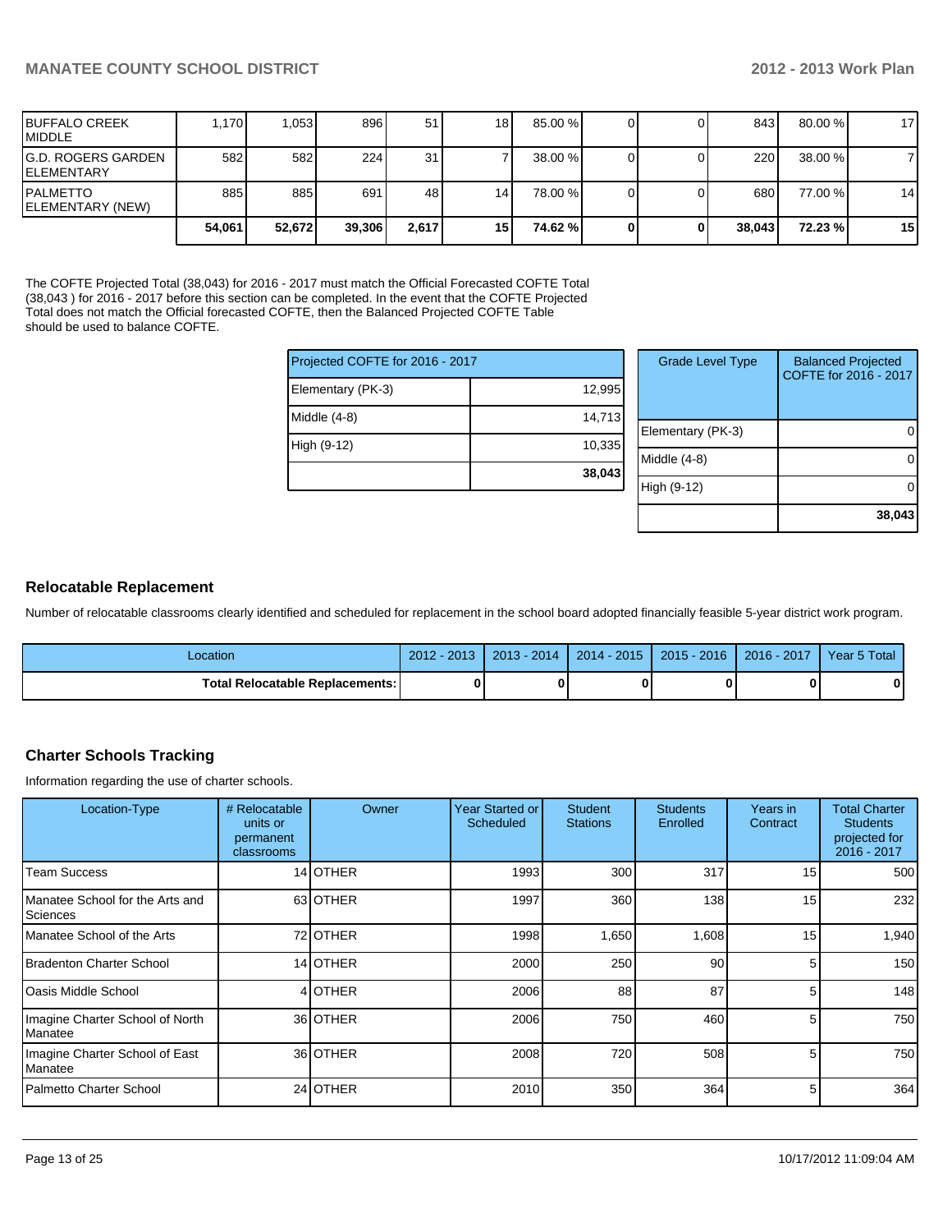| | | | | | | | | | | |
|---|---|---|---|---|---|---|---|---|---|---|
| BUFFALO CREEK MIDDLE | 1,170 | 1,053 | 896 | 51 | 18 | 85.00 % | 0 | 0 | 843 | 80.00 % | 17 |
| G.D. ROGERS GARDEN ELEMENTARY | 582 | 582 | 224 | 31 | 7 | 38.00 % | 0 | 0 | 220 | 38.00 % | 7 |
| PALMETTO ELEMENTARY (NEW) | 885 | 885 | 691 | 48 | 14 | 78.00 % | 0 | 0 | 680 | 77.00 % | 14 |
| | **54,061** | **52,672** | **39,306** | **2,617** | **15** | **74.62 %** | **0** | **0** | **38,043** | **72.23 %** | **15** |

The COFTE Projected Total (38,043) for 2016 - 2017 must match the Official Forecasted COFTE Total (38,043 ) for 2016 - 2017 before this section can be completed. In the event that the COFTE Projected Total does not match the Official forecasted COFTE, then the Balanced Projected COFTE Table should be used to balance COFTE.

| Projected COFTE for 2016 - 2017 | |
|---|---|
| Elementary (PK-3) | 12,995 |
| Middle (4-8) | 14,713 |
| High (9-12) | 10,335 |
| | **38,043** |

| Grade Level Type | Balanced Projected COFTE for 2016 - 2017 |
|---|---|
| Elementary (PK-3) | 0 |
| Middle (4-8) | 0 |
| High (9-12) | 0 |
| | **38,043** |

## Relocatable Replacement

Number of relocatable classrooms clearly identified and scheduled for replacement in the school board adopted financially feasible 5-year district work program.

| Location | 2012 - 2013 | 2013 - 2014 | 2014 - 2015 | 2015 - 2016 | 2016 - 2017 | Year 5 Total |
|---|---|---|---|---|---|---|
| **Total Relocatable Replacements:** | **0** | **0** | **0** | **0** | **0** | **0** |

## Charter Schools Tracking

Information regarding the use of charter schools.

| Location-Type | # Relocatable units or permanent classrooms | Owner | Year Started or Scheduled | Student Stations | Students Enrolled | Years in Contract | Total Charter Students projected for 2016 - 2017 |
|---|---|---|---|---|---|---|---|
| Team Success | 14 | OTHER | 1993 | 300 | 317 | 15 | 500 |
| Manatee School for the Arts and Sciences | 63 | OTHER | 1997 | 360 | 138 | 15 | 232 |
| Manatee School of the Arts | 72 | OTHER | 1998 | 1,650 | 1,608 | 15 | 1,940 |
| Bradenton Charter School | 14 | OTHER | 2000 | 250 | 90 | 5 | 150 |
| Oasis Middle School | 4 | OTHER | 2006 | 88 | 87 | 5 | 148 |
| Imagine Charter School of North Manatee | 36 | OTHER | 2006 | 750 | 460 | 5 | 750 |
| Imagine Charter School of East Manatee | 36 | OTHER | 2008 | 720 | 508 | 5 | 750 |
| Palmetto Charter School | 24 | OTHER | 2010 | 350 | 364 | 5 | 364 |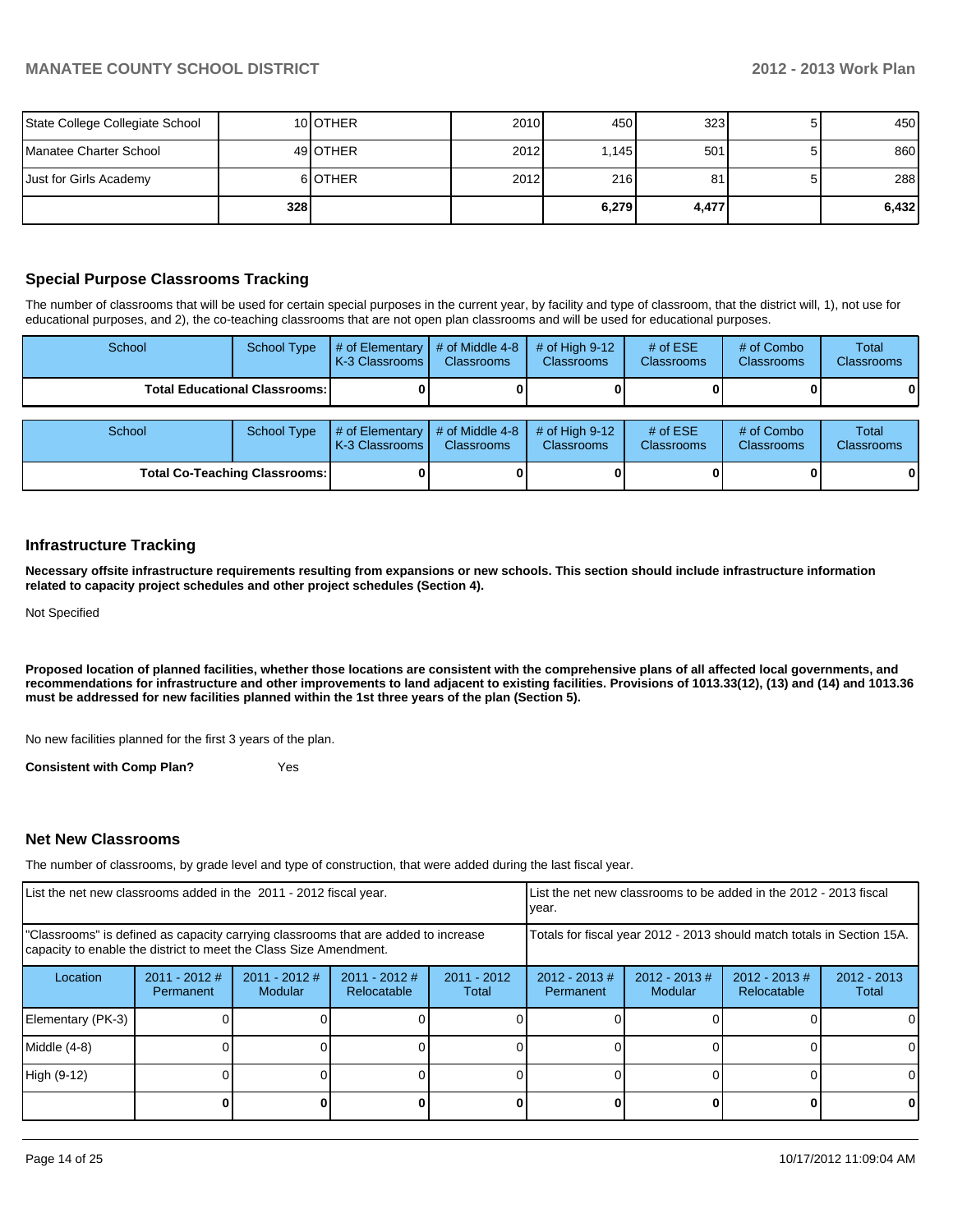| | | | | | | | |
|---|---|---|---|---|---|---|---|
| State College Collegiate School | 10 | OTHER | 2010 | 450 | 323 | 5 | 450 |
| Manatee Charter School | 49 | OTHER | 2012 | 1,145 | 501 | 5 | 860 |
| Just for Girls Academy | 6 | OTHER | 2012 | 216 | 81 | 5 | 288 |
| | **328** | | | **6,279** | **4,477** | | **6,432** |

## Special Purpose Classrooms Tracking

The number of classrooms that will be used for certain special purposes in the current year, by facility and type of classroom, that the district will, 1), not use for educational purposes, and 2), the co-teaching classrooms that are not open plan classrooms and will be used for educational purposes.

| School | School Type | # of Elementary K-3 Classrooms | # of Middle 4-8 Classrooms | # of High 9-12 Classrooms | # of ESE Classrooms | # of Combo Classrooms | Total Classrooms |
|---|---|---|---|---|---|---|---|
| **Total Educational Classrooms:** | | **0** | **0** | **0** | **0** | **0** | **0** |

| School | School Type | # of Elementary K-3 Classrooms | # of Middle 4-8 Classrooms | # of High 9-12 Classrooms | # of ESE Classrooms | # of Combo Classrooms | Total Classrooms |
|---|---|---|---|---|---|---|---|
| **Total Co-Teaching Classrooms:** | | **0** | **0** | **0** | **0** | **0** | **0** |

## Infrastructure Tracking

**Necessary offsite infrastructure requirements resulting from expansions or new schools. This section should include infrastructure information related to capacity project schedules and other project schedules (Section 4).**

Not Specified

**Proposed location of planned facilities, whether those locations are consistent with the comprehensive plans of all affected local governments, and recommendations for infrastructure and other improvements to land adjacent to existing facilities. Provisions of 1013.33(12), (13) and (14) and 1013.36 must be addressed for new facilities planned within the 1st three years of the plan (Section 5).**

No new facilities planned for the first 3 years of the plan.

**Consistent with Comp Plan?** Yes

## Net New Classrooms

The number of classrooms, by grade level and type of construction, that were added during the last fiscal year.

| List the net new classrooms added in the 2011 - 2012 fiscal year. | | | | | List the net new classrooms to be added in the 2012 - 2013 fiscal year. | | | |
|---|---|---|---|---|---|---|---|---|
| "Classrooms" is defined as capacity carrying classrooms that are added to increase capacity to enable the district to meet the Class Size Amendment. | | | | | Totals for fiscal year 2012 - 2013 should match totals in Section 15A. | | | |
| Location | 2011 - 2012 # Permanent | 2011 - 2012 # Modular | 2011 - 2012 # Relocatable | 2011 - 2012 Total | 2012 - 2013 # Permanent | 2012 - 2013 # Modular | 2012 - 2013 # Relocatable | 2012 - 2013 Total |
| Elementary (PK-3) | 0 | 0 | 0 | 0 | 0 | 0 | 0 | 0 |
| Middle (4-8) | 0 | 0 | 0 | 0 | 0 | 0 | 0 | 0 |
| High (9-12) | 0 | 0 | 0 | 0 | 0 | 0 | 0 | 0 |
| | **0** | **0** | **0** | **0** | **0** | **0** | **0** | **0** |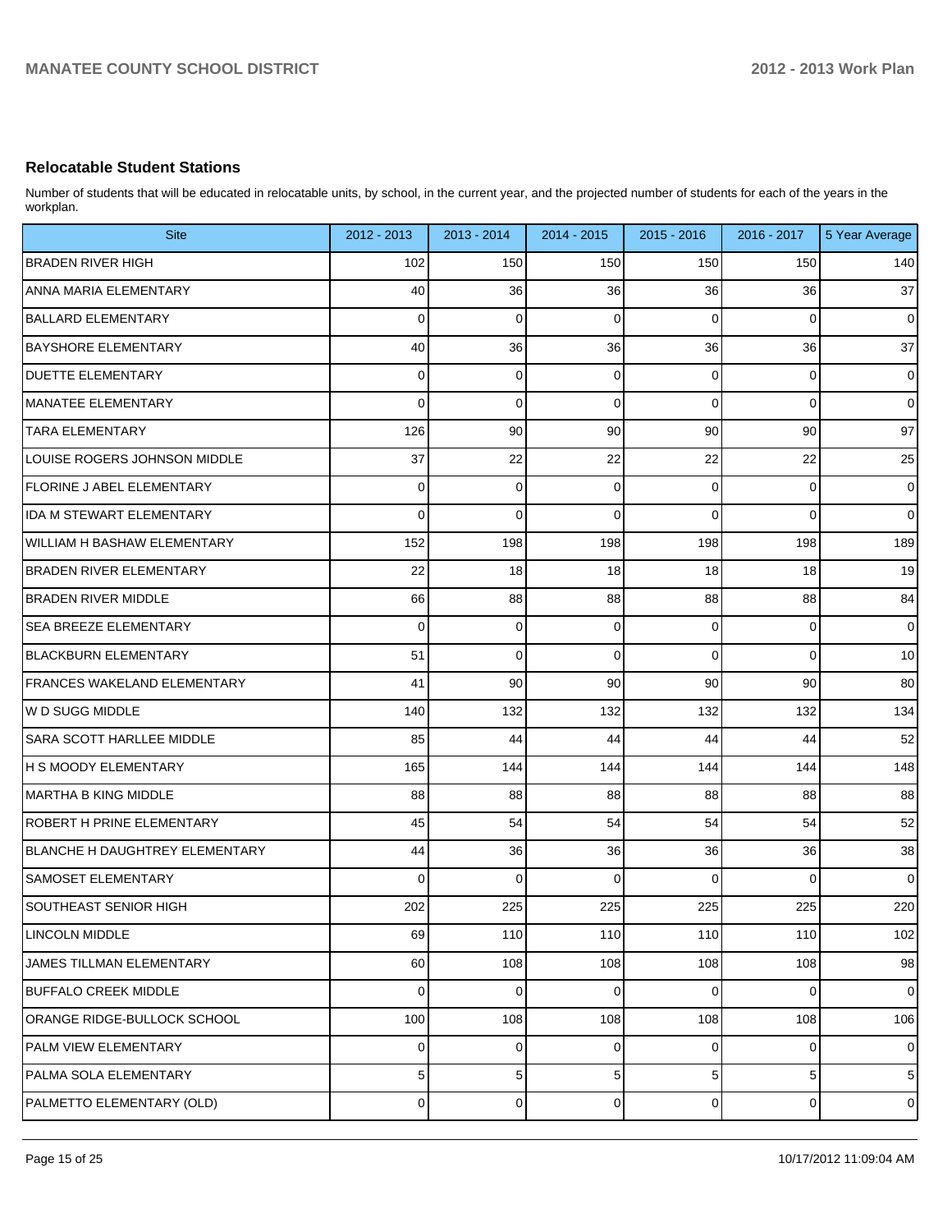## Relocatable Student Stations

Number of students that will be educated in relocatable units, by school, in the current year, and the projected number of students for each of the years in the workplan.

| Site | 2012 - 2013 | 2013 - 2014 | 2014 - 2015 | 2015 - 2016 | 2016 - 2017 | 5 Year Average |
|---|---|---|---|---|---|---|
| BRADEN RIVER HIGH | 102 | 150 | 150 | 150 | 150 | 140 |
| ANNA MARIA ELEMENTARY | 40 | 36 | 36 | 36 | 36 | 37 |
| BALLARD ELEMENTARY | 0 | 0 | 0 | 0 | 0 | 0 |
| BAYSHORE ELEMENTARY | 40 | 36 | 36 | 36 | 36 | 37 |
| DUETTE ELEMENTARY | 0 | 0 | 0 | 0 | 0 | 0 |
| MANATEE ELEMENTARY | 0 | 0 | 0 | 0 | 0 | 0 |
| TARA ELEMENTARY | 126 | 90 | 90 | 90 | 90 | 97 |
| LOUISE ROGERS JOHNSON MIDDLE | 37 | 22 | 22 | 22 | 22 | 25 |
| FLORINE J ABEL ELEMENTARY | 0 | 0 | 0 | 0 | 0 | 0 |
| IDA M STEWART ELEMENTARY | 0 | 0 | 0 | 0 | 0 | 0 |
| WILLIAM H BASHAW ELEMENTARY | 152 | 198 | 198 | 198 | 198 | 189 |
| BRADEN RIVER ELEMENTARY | 22 | 18 | 18 | 18 | 18 | 19 |
| BRADEN RIVER MIDDLE | 66 | 88 | 88 | 88 | 88 | 84 |
| SEA BREEZE ELEMENTARY | 0 | 0 | 0 | 0 | 0 | 0 |
| BLACKBURN ELEMENTARY | 51 | 0 | 0 | 0 | 0 | 10 |
| FRANCES WAKELAND ELEMENTARY | 41 | 90 | 90 | 90 | 90 | 80 |
| W D SUGG MIDDLE | 140 | 132 | 132 | 132 | 132 | 134 |
| SARA SCOTT HARLLEE MIDDLE | 85 | 44 | 44 | 44 | 44 | 52 |
| H S MOODY ELEMENTARY | 165 | 144 | 144 | 144 | 144 | 148 |
| MARTHA B KING MIDDLE | 88 | 88 | 88 | 88 | 88 | 88 |
| ROBERT H PRINE ELEMENTARY | 45 | 54 | 54 | 54 | 54 | 52 |
| BLANCHE H DAUGHTREY ELEMENTARY | 44 | 36 | 36 | 36 | 36 | 38 |
| SAMOSET ELEMENTARY | 0 | 0 | 0 | 0 | 0 | 0 |
| SOUTHEAST SENIOR HIGH | 202 | 225 | 225 | 225 | 225 | 220 |
| LINCOLN MIDDLE | 69 | 110 | 110 | 110 | 110 | 102 |
| JAMES TILLMAN ELEMENTARY | 60 | 108 | 108 | 108 | 108 | 98 |
| BUFFALO CREEK MIDDLE | 0 | 0 | 0 | 0 | 0 | 0 |
| ORANGE RIDGE-BULLOCK SCHOOL | 100 | 108 | 108 | 108 | 108 | 106 |
| PALM VIEW ELEMENTARY | 0 | 0 | 0 | 0 | 0 | 0 |
| PALMA SOLA ELEMENTARY | 5 | 5 | 5 | 5 | 5 | 5 |
| PALMETTO ELEMENTARY (OLD) | 0 | 0 | 0 | 0 | 0 | 0 |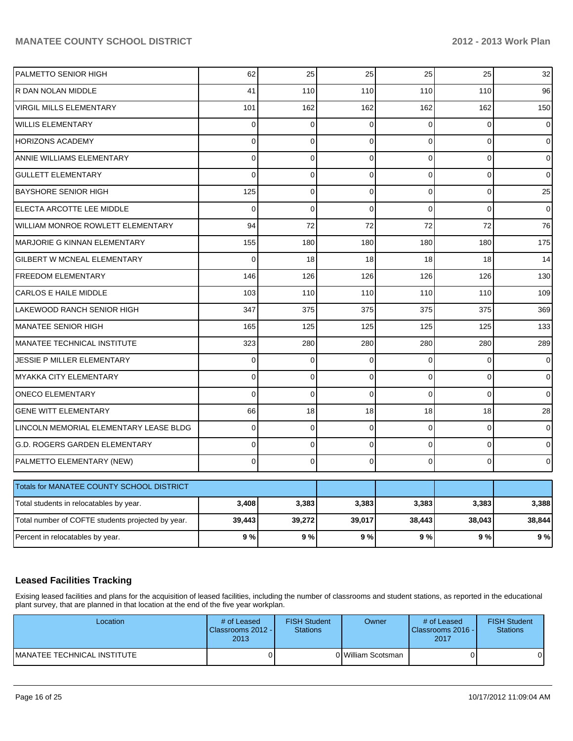| | | | | | | |
|---|---|---|---|---|---|---|
| PALMETTO SENIOR HIGH | 62 | 25 | 25 | 25 | 25 | 32 |
| R DAN NOLAN MIDDLE | 41 | 110 | 110 | 110 | 110 | 96 |
| VIRGIL MILLS ELEMENTARY | 101 | 162 | 162 | 162 | 162 | 150 |
| WILLIS ELEMENTARY | 0 | 0 | 0 | 0 | 0 | 0 |
| HORIZONS ACADEMY | 0 | 0 | 0 | 0 | 0 | 0 |
| ANNIE WILLIAMS ELEMENTARY | 0 | 0 | 0 | 0 | 0 | 0 |
| GULLETT ELEMENTARY | 0 | 0 | 0 | 0 | 0 | 0 |
| BAYSHORE SENIOR HIGH | 125 | 0 | 0 | 0 | 0 | 25 |
| ELECTA ARCOTTE LEE MIDDLE | 0 | 0 | 0 | 0 | 0 | 0 |
| WILLIAM MONROE ROWLETT ELEMENTARY | 94 | 72 | 72 | 72 | 72 | 76 |
| MARJORIE G KINNAN ELEMENTARY | 155 | 180 | 180 | 180 | 180 | 175 |
| GILBERT W MCNEAL ELEMENTARY | 0 | 18 | 18 | 18 | 18 | 14 |
| FREEDOM ELEMENTARY | 146 | 126 | 126 | 126 | 126 | 130 |
| CARLOS E HAILE MIDDLE | 103 | 110 | 110 | 110 | 110 | 109 |
| LAKEWOOD RANCH SENIOR HIGH | 347 | 375 | 375 | 375 | 375 | 369 |
| MANATEE SENIOR HIGH | 165 | 125 | 125 | 125 | 125 | 133 |
| MANATEE TECHNICAL INSTITUTE | 323 | 280 | 280 | 280 | 280 | 289 |
| JESSIE P MILLER ELEMENTARY | 0 | 0 | 0 | 0 | 0 | 0 |
| MYAKKA CITY ELEMENTARY | 0 | 0 | 0 | 0 | 0 | 0 |
| ONECO ELEMENTARY | 0 | 0 | 0 | 0 | 0 | 0 |
| GENE WITT ELEMENTARY | 66 | 18 | 18 | 18 | 18 | 28 |
| LINCOLN MEMORIAL ELEMENTARY LEASE BLDG | 0 | 0 | 0 | 0 | 0 | 0 |
| G.D. ROGERS GARDEN ELEMENTARY | 0 | 0 | 0 | 0 | 0 | 0 |
| PALMETTO ELEMENTARY (NEW) | 0 | 0 | 0 | 0 | 0 | 0 |

| Totals for MANATEE COUNTY SCHOOL DISTRICT | | | | | | |
|---|---|---|---|---|---|---|
| Total students in relocatables by year. | **3,408** | **3,383** | **3,383** | **3,383** | **3,383** | **3,388** |
| Total number of COFTE students projected by year. | **39,443** | **39,272** | **39,017** | **38,443** | **38,043** | **38,844** |
| Percent in relocatables by year. | **9 %** | **9 %** | **9 %** | **9 %** | **9 %** | **9 %** |

## Leased Facilities Tracking

Exising leased facilities and plans for the acquisition of leased facilities, including the number of classrooms and student stations, as reported in the educational plant survey, that are planned in that location at the end of the five year workplan.

| Location | # of Leased Classrooms 2012 - 2013 | FISH Student Stations | Owner | # of Leased Classrooms 2016 - 2017 | FISH Student Stations |
|---|---|---|---|---|---|
| MANATEE TECHNICAL INSTITUTE | 0 | 0 | William Scotsman | 0 | 0 |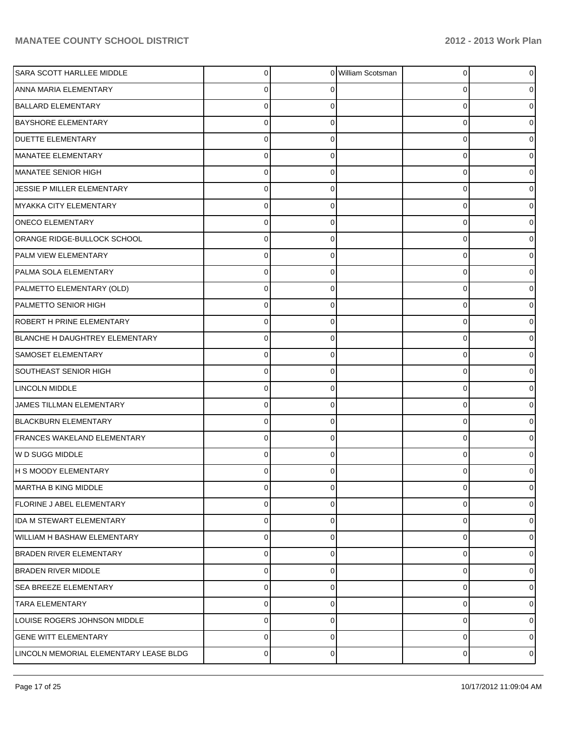| | | | | | |
|---|---|---|---|---|---|
| SARA SCOTT HARLLEE MIDDLE | 0 | 0 | William Scotsman | 0 | 0 |
| ANNA MARIA ELEMENTARY | 0 | 0 | | 0 | 0 |
| BALLARD ELEMENTARY | 0 | 0 | | 0 | 0 |
| BAYSHORE ELEMENTARY | 0 | 0 | | 0 | 0 |
| DUETTE ELEMENTARY | 0 | 0 | | 0 | 0 |
| MANATEE ELEMENTARY | 0 | 0 | | 0 | 0 |
| MANATEE SENIOR HIGH | 0 | 0 | | 0 | 0 |
| JESSIE P MILLER ELEMENTARY | 0 | 0 | | 0 | 0 |
| MYAKKA CITY ELEMENTARY | 0 | 0 | | 0 | 0 |
| ONECO ELEMENTARY | 0 | 0 | | 0 | 0 |
| ORANGE RIDGE-BULLOCK SCHOOL | 0 | 0 | | 0 | 0 |
| PALM VIEW ELEMENTARY | 0 | 0 | | 0 | 0 |
| PALMA SOLA ELEMENTARY | 0 | 0 | | 0 | 0 |
| PALMETTO ELEMENTARY (OLD) | 0 | 0 | | 0 | 0 |
| PALMETTO SENIOR HIGH | 0 | 0 | | 0 | 0 |
| ROBERT H PRINE ELEMENTARY | 0 | 0 | | 0 | 0 |
| BLANCHE H DAUGHTREY ELEMENTARY | 0 | 0 | | 0 | 0 |
| SAMOSET ELEMENTARY | 0 | 0 | | 0 | 0 |
| SOUTHEAST SENIOR HIGH | 0 | 0 | | 0 | 0 |
| LINCOLN MIDDLE | 0 | 0 | | 0 | 0 |
| JAMES TILLMAN ELEMENTARY | 0 | 0 | | 0 | 0 |
| BLACKBURN ELEMENTARY | 0 | 0 | | 0 | 0 |
| FRANCES WAKELAND ELEMENTARY | 0 | 0 | | 0 | 0 |
| W D SUGG MIDDLE | 0 | 0 | | 0 | 0 |
| H S MOODY ELEMENTARY | 0 | 0 | | 0 | 0 |
| MARTHA B KING MIDDLE | 0 | 0 | | 0 | 0 |
| FLORINE J ABEL ELEMENTARY | 0 | 0 | | 0 | 0 |
| IDA M STEWART ELEMENTARY | 0 | 0 | | 0 | 0 |
| WILLIAM H BASHAW ELEMENTARY | 0 | 0 | | 0 | 0 |
| BRADEN RIVER ELEMENTARY | 0 | 0 | | 0 | 0 |
| BRADEN RIVER MIDDLE | 0 | 0 | | 0 | 0 |
| SEA BREEZE ELEMENTARY | 0 | 0 | | 0 | 0 |
| TARA ELEMENTARY | 0 | 0 | | 0 | 0 |
| LOUISE ROGERS JOHNSON MIDDLE | 0 | 0 | | 0 | 0 |
| GENE WITT ELEMENTARY | 0 | 0 | | 0 | 0 |
| LINCOLN MEMORIAL ELEMENTARY LEASE BLDG | 0 | 0 | | 0 | 0 |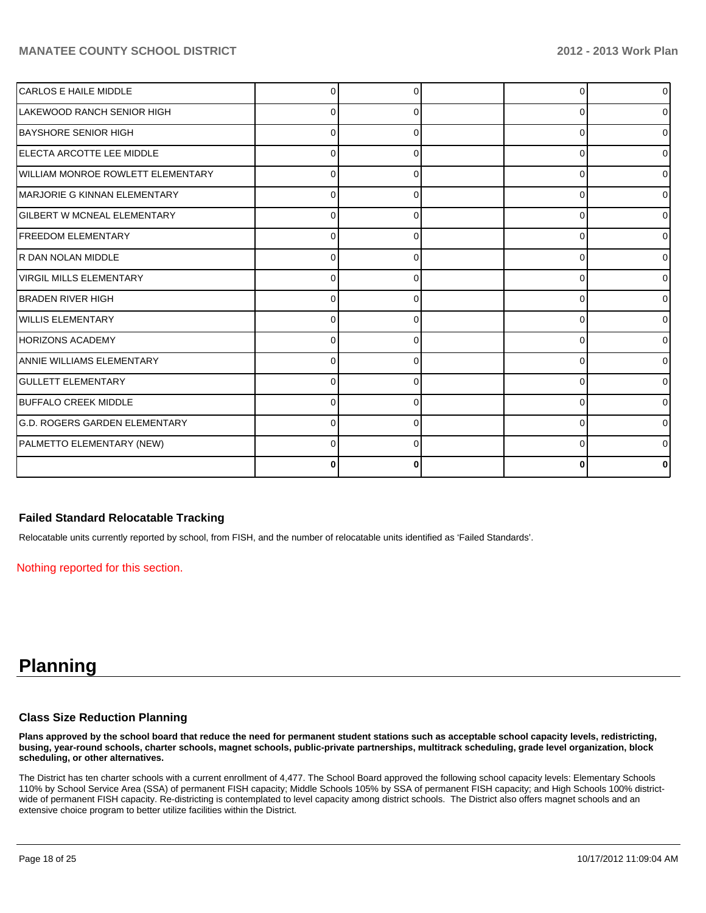| | | | | | |
|---|---|---|---|---|---|
| CARLOS E HAILE MIDDLE | 0 | 0 | | 0 | 0 |
| LAKEWOOD RANCH SENIOR HIGH | 0 | 0 | | 0 | 0 |
| BAYSHORE SENIOR HIGH | 0 | 0 | | 0 | 0 |
| ELECTA ARCOTTE LEE MIDDLE | 0 | 0 | | 0 | 0 |
| WILLIAM MONROE ROWLETT ELEMENTARY | 0 | 0 | | 0 | 0 |
| MARJORIE G KINNAN ELEMENTARY | 0 | 0 | | 0 | 0 |
| GILBERT W MCNEAL ELEMENTARY | 0 | 0 | | 0 | 0 |
| FREEDOM ELEMENTARY | 0 | 0 | | 0 | 0 |
| R DAN NOLAN MIDDLE | 0 | 0 | | 0 | 0 |
| VIRGIL MILLS ELEMENTARY | 0 | 0 | | 0 | 0 |
| BRADEN RIVER HIGH | 0 | 0 | | 0 | 0 |
| WILLIS ELEMENTARY | 0 | 0 | | 0 | 0 |
| HORIZONS ACADEMY | 0 | 0 | | 0 | 0 |
| ANNIE WILLIAMS ELEMENTARY | 0 | 0 | | 0 | 0 |
| GULLETT ELEMENTARY | 0 | 0 | | 0 | 0 |
| BUFFALO CREEK MIDDLE | 0 | 0 | | 0 | 0 |
| G.D. ROGERS GARDEN ELEMENTARY | 0 | 0 | | 0 | 0 |
| PALMETTO ELEMENTARY (NEW) | 0 | 0 | | 0 | 0 |
| | **0** | **0** | | **0** | **0** |

### Failed Standard Relocatable Tracking

Relocatable units currently reported by school, from FISH, and the number of relocatable units identified as 'Failed Standards'.

Nothing reported for this section.

# Planning

### Class Size Reduction Planning

**Plans approved by the school board that reduce the need for permanent student stations such as acceptable school capacity levels, redistricting, busing, year-round schools, charter schools, magnet schools, public-private partnerships, multitrack scheduling, grade level organization, block scheduling, or other alternatives.**

The District has ten charter schools with a current enrollment of 4,477. The School Board approved the following school capacity levels: Elementary Schools 110% by School Service Area (SSA) of permanent FISH capacity; Middle Schools 105% by SSA of permanent FISH capacity; and High Schools 100% district-wide of permanent FISH capacity. Re-districting is contemplated to level capacity among district schools. The District also offers magnet schools and an extensive choice program to better utilize facilities within the District.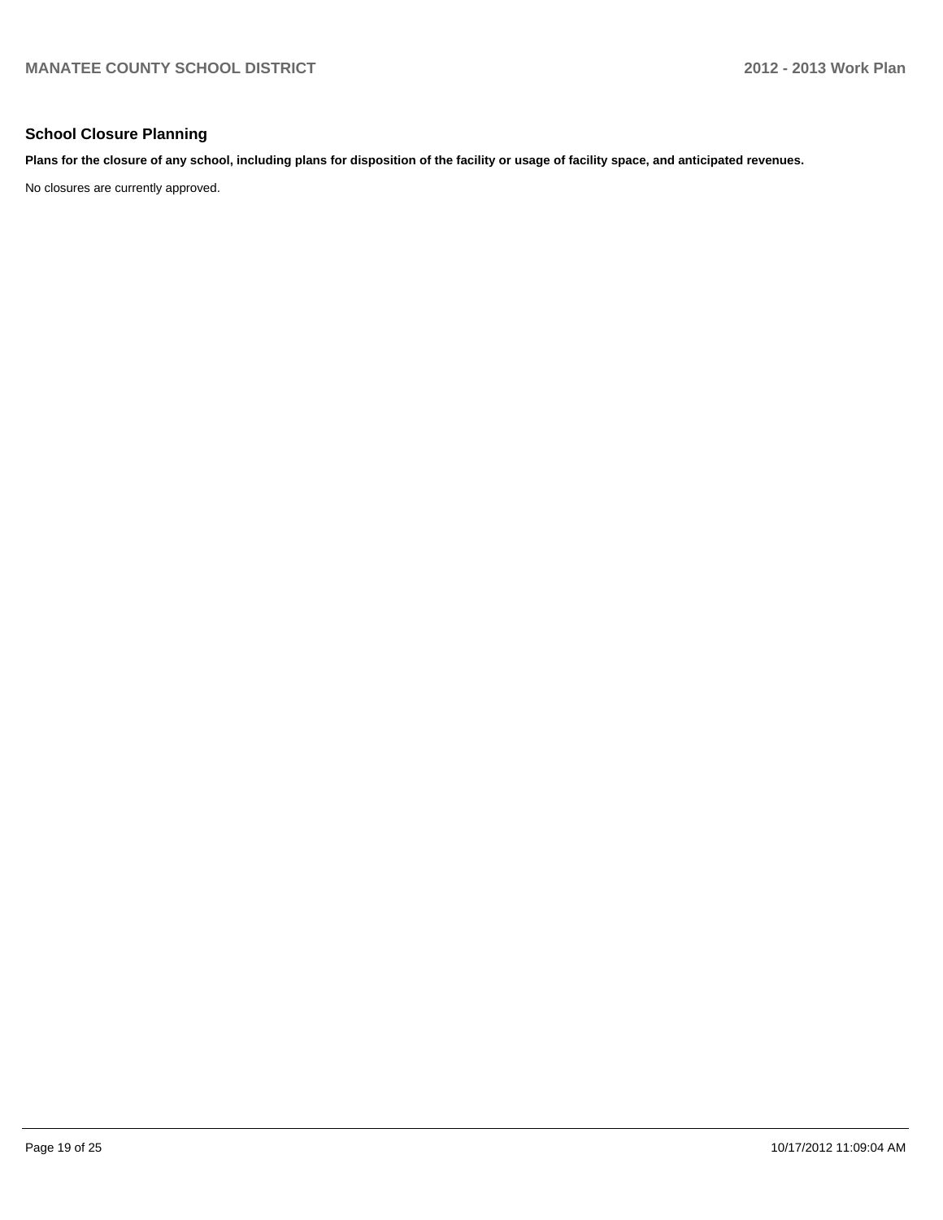## School Closure Planning

**Plans for the closure of any school, including plans for disposition of the facility or usage of facility space, and anticipated revenues.**

No closures are currently approved.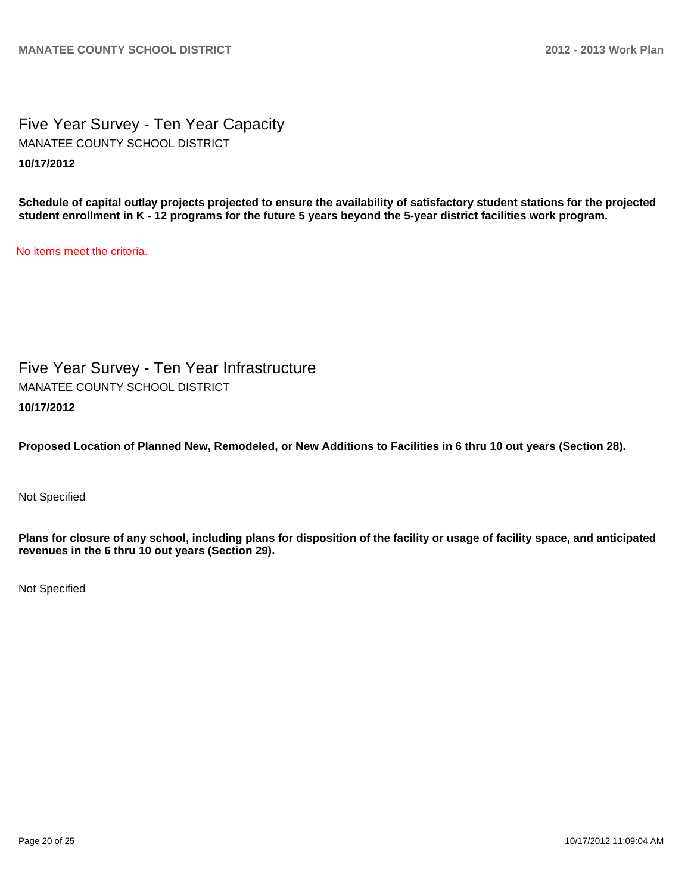# Five Year Survey - Ten Year Capacity

MANATEE COUNTY SCHOOL DISTRICT

**10/17/2012**

**Schedule of capital outlay projects projected to ensure the availability of satisfactory student stations for the projected student enrollment in K - 12 programs for the future 5 years beyond the 5-year district facilities work program.**

No items meet the criteria.

# Five Year Survey - Ten Year Infrastructure

MANATEE COUNTY SCHOOL DISTRICT

**10/17/2012**

**Proposed Location of Planned New, Remodeled, or New Additions to Facilities in 6 thru 10 out years (Section 28).**

Not Specified

**Plans for closure of any school, including plans for disposition of the facility or usage of facility space, and anticipated revenues in the 6 thru 10 out years (Section 29).**

Not Specified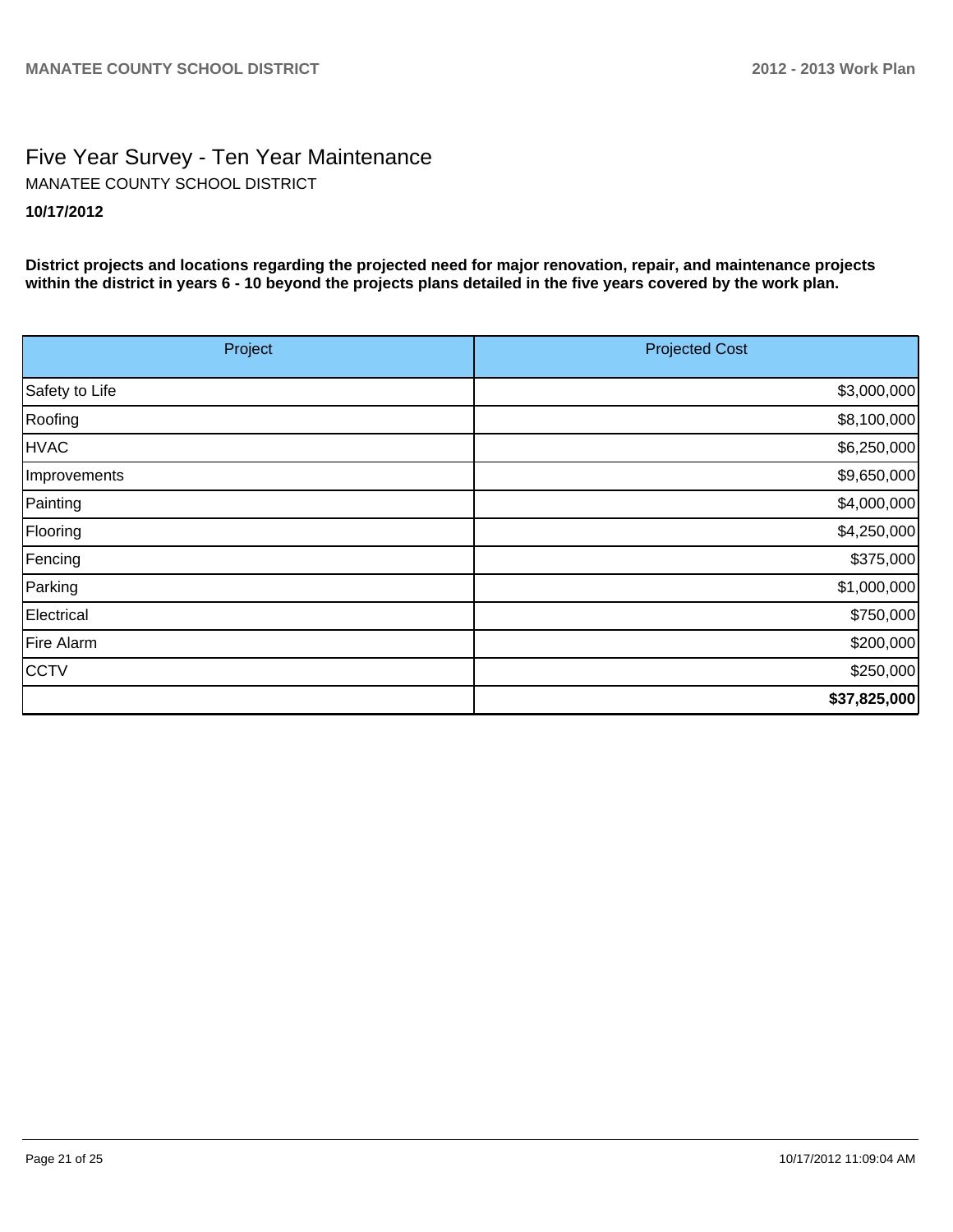# Five Year Survey - Ten Year Maintenance

MANATEE COUNTY SCHOOL DISTRICT

**10/17/2012**

**District projects and locations regarding the projected need for major renovation, repair, and maintenance projects within the district in years 6 - 10 beyond the projects plans detailed in the five years covered by the work plan.**

| Project | Projected Cost |
|---|---:|
| Safety to Life | $3,000,000 |
| Roofing | $8,100,000 |
| HVAC | $6,250,000 |
| Improvements | $9,650,000 |
| Painting | $4,000,000 |
| Flooring | $4,250,000 |
| Fencing | $375,000 |
| Parking | $1,000,000 |
| Electrical | $750,000 |
| Fire Alarm | $200,000 |
| CCTV | $250,000 |
| | **$37,825,000** |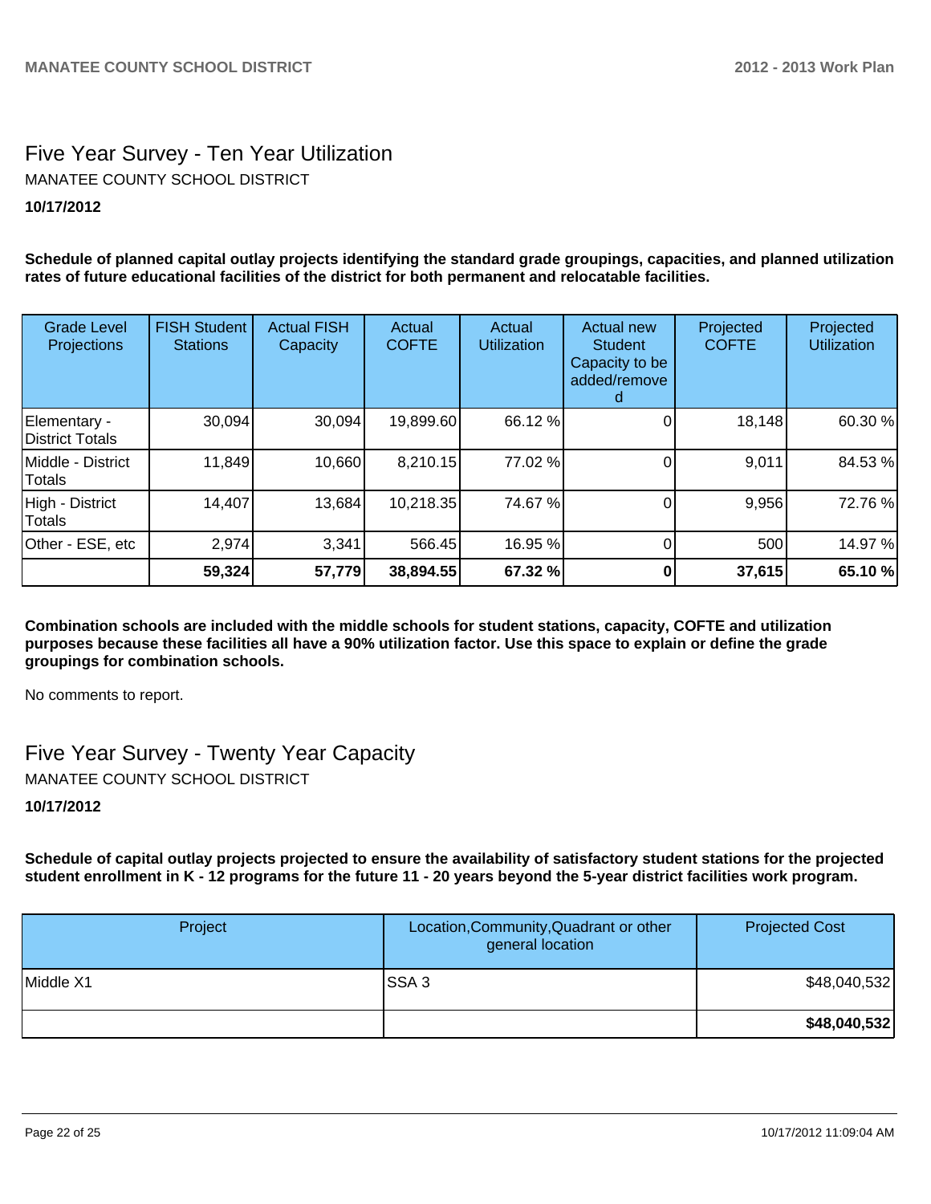## Five Year Survey - Ten Year Utilization

MANATEE COUNTY SCHOOL DISTRICT

**10/17/2012**

**Schedule of planned capital outlay projects identifying the standard grade groupings, capacities, and planned utilization rates of future educational facilities of the district for both permanent and relocatable facilities.**

| Grade Level Projections | FISH Student Stations | Actual FISH Capacity | Actual COFTE | Actual Utilization | Actual new Student Capacity to be added/removed | Projected COFTE | Projected Utilization |
|---|---|---|---|---|---|---|---|
| Elementary - District Totals | 30,094 | 30,094 | 19,899.60 | 66.12 % | 0 | 18,148 | 60.30 % |
| Middle - District Totals | 11,849 | 10,660 | 8,210.15 | 77.02 % | 0 | 9,011 | 84.53 % |
| High - District Totals | 14,407 | 13,684 | 10,218.35 | 74.67 % | 0 | 9,956 | 72.76 % |
| Other - ESE, etc | 2,974 | 3,341 | 566.45 | 16.95 % | 0 | 500 | 14.97 % |
| | **59,324** | **57,779** | **38,894.55** | **67.32 %** | **0** | **37,615** | **65.10 %** |

**Combination schools are included with the middle schools for student stations, capacity, COFTE and utilization purposes because these facilities all have a 90% utilization factor. Use this space to explain or define the grade groupings for combination schools.**

No comments to report.

## Five Year Survey - Twenty Year Capacity

MANATEE COUNTY SCHOOL DISTRICT

**10/17/2012**

**Schedule of capital outlay projects projected to ensure the availability of satisfactory student stations for the projected student enrollment in K - 12 programs for the future 11 - 20 years beyond the 5-year district facilities work program.**

| Project | Location,Community,Quadrant or other general location | Projected Cost |
|---|---|---|
| Middle X1 | SSA 3 | $48,040,532 |
| | | **$48,040,532** |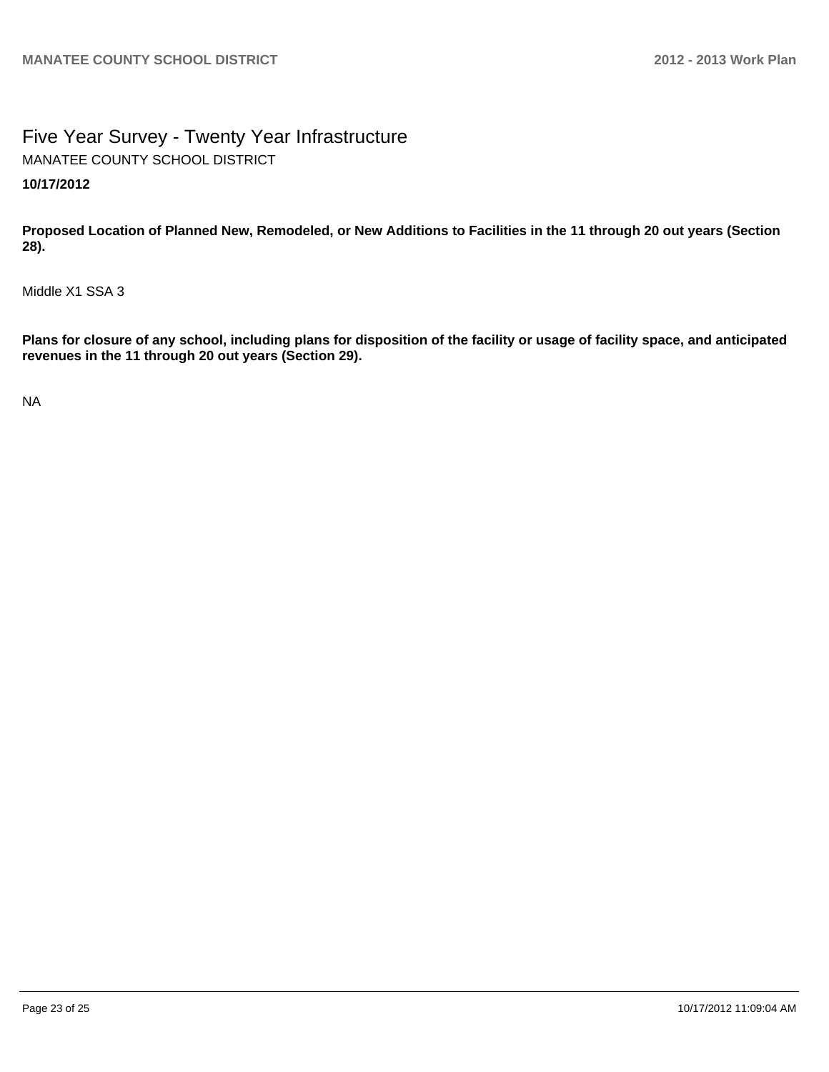# Five Year Survey - Twenty Year Infrastructure

MANATEE COUNTY SCHOOL DISTRICT

**10/17/2012**

**Proposed Location of Planned New, Remodeled, or New Additions to Facilities in the 11 through 20 out years (Section 28).**

Middle X1 SSA 3

**Plans for closure of any school, including plans for disposition of the facility or usage of facility space, and anticipated revenues in the 11 through 20 out years (Section 29).**

NA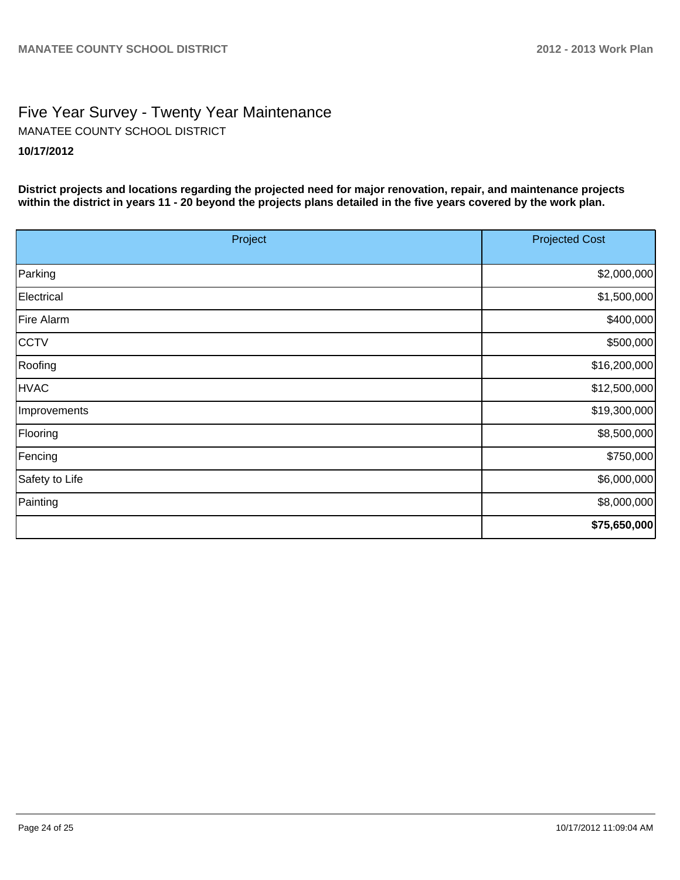# Five Year Survey - Twenty Year Maintenance

MANATEE COUNTY SCHOOL DISTRICT

**10/17/2012**

**District projects and locations regarding the projected need for major renovation, repair, and maintenance projects within the district in years 11 - 20 beyond the projects plans detailed in the five years covered by the work plan.**

| Project | Projected Cost |
|---|---|
| Parking | $2,000,000 |
| Electrical | $1,500,000 |
| Fire Alarm | $400,000 |
| CCTV | $500,000 |
| Roofing | $16,200,000 |
| HVAC | $12,500,000 |
| Improvements | $19,300,000 |
| Flooring | $8,500,000 |
| Fencing | $750,000 |
| Safety to Life | $6,000,000 |
| Painting | $8,000,000 |
| | **$75,650,000** |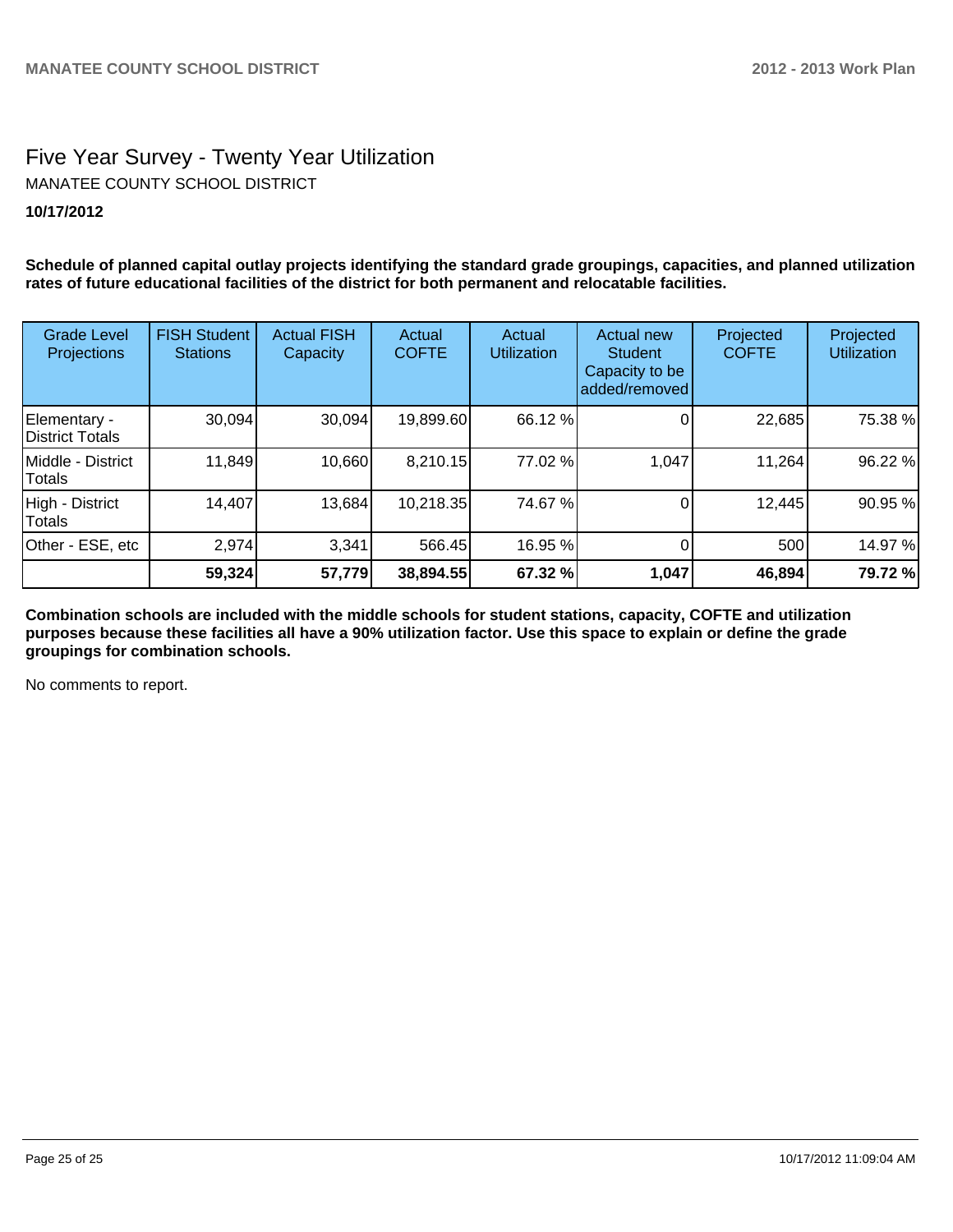# Five Year Survey - Twenty Year Utilization

MANATEE COUNTY SCHOOL DISTRICT

**10/17/2012**

**Schedule of planned capital outlay projects identifying the standard grade groupings, capacities, and planned utilization rates of future educational facilities of the district for both permanent and relocatable facilities.**

| Grade Level Projections | FISH Student Stations | Actual FISH Capacity | Actual COFTE | Actual Utilization | Actual new Student Capacity to be added/removed | Projected COFTE | Projected Utilization |
|---|---|---|---|---|---|---|---|
| Elementary - District Totals | 30,094 | 30,094 | 19,899.60 | 66.12 % | 0 | 22,685 | 75.38 % |
| Middle - District Totals | 11,849 | 10,660 | 8,210.15 | 77.02 % | 1,047 | 11,264 | 96.22 % |
| High - District Totals | 14,407 | 13,684 | 10,218.35 | 74.67 % | 0 | 12,445 | 90.95 % |
| Other - ESE, etc | 2,974 | 3,341 | 566.45 | 16.95 % | 0 | 500 | 14.97 % |
| | **59,324** | **57,779** | **38,894.55** | **67.32 %** | **1,047** | **46,894** | **79.72 %** |

**Combination schools are included with the middle schools for student stations, capacity, COFTE and utilization purposes because these facilities all have a 90% utilization factor. Use this space to explain or define the grade groupings for combination schools.**

No comments to report.